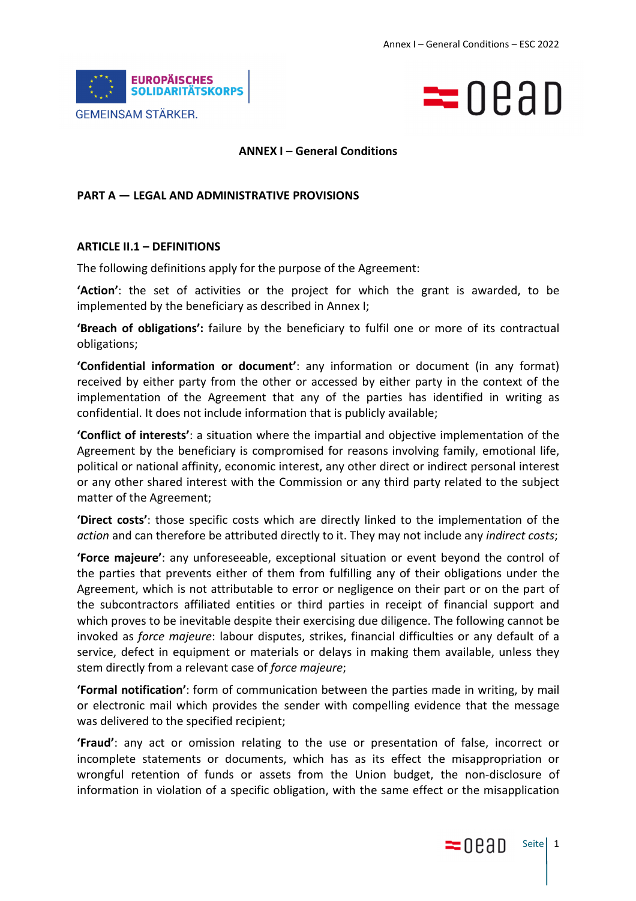# ANNEX I – General Conditions

## PART A — LEGAL AND ADMINISTRATIVE PROVISIONS

### ARTICLE II.1 – DEFINITIONS

The following definitions apply for the purpose of the Agreement:

**'Action'**: the set of activities or the project for which the grant is awarded, to be implemented by the beneficiary as described in Annex I;

**'Breach of obligations':** failure by the beneficiary to fulfil one or more of its contractual obligations;

**'Confidential information or document'**: any information or document (in any format) received by either party from the other or accessed by either party in the context of the implementation of the Agreement that any of the parties has identified in writing as confidential. It does not include information that is publicly available;

**'Conflict of interests'**: a situation where the impartial and objective implementation of the Agreement by the beneficiary is compromised for reasons involving family, emotional life, political or national affinity, economic interest, any other direct or indirect personal interest or any other shared interest with the Commission or any third party related to the subject matter of the Agreement;

**'Direct costs'**: those specific costs which are directly linked to the implementation of the *action* and can therefore be attributed directly to it. They may not include any *indirect costs*;

**'Force majeure'**: any unforeseeable, exceptional situation or event beyond the control of the parties that prevents either of them from fulfilling any of their obligations under the Agreement, which is not attributable to error or negligence on their part or on the part of the subcontractors affiliated entities or third parties in receipt of financial support and which proves to be inevitable despite their exercising due diligence. The following cannot be invoked as *force majeure*: labour disputes, strikes, financial difficulties or any default of a service, defect in equipment or materials or delays in making them available, unless they stem directly from a relevant case of *force majeure*;

**'Formal notification'**: form of communication between the parties made in writing, by mail or electronic mail which provides the sender with compelling evidence that the message was delivered to the specified recipient;

**'Fraud'**: any act or omission relating to the use or presentation of false, incorrect or incomplete statements or documents, which has as its effect the misappropriation or wrongful retention of funds or assets from the Union budget, the non-disclosure of information in violation of a specific obligation, with the same effect or the misapplication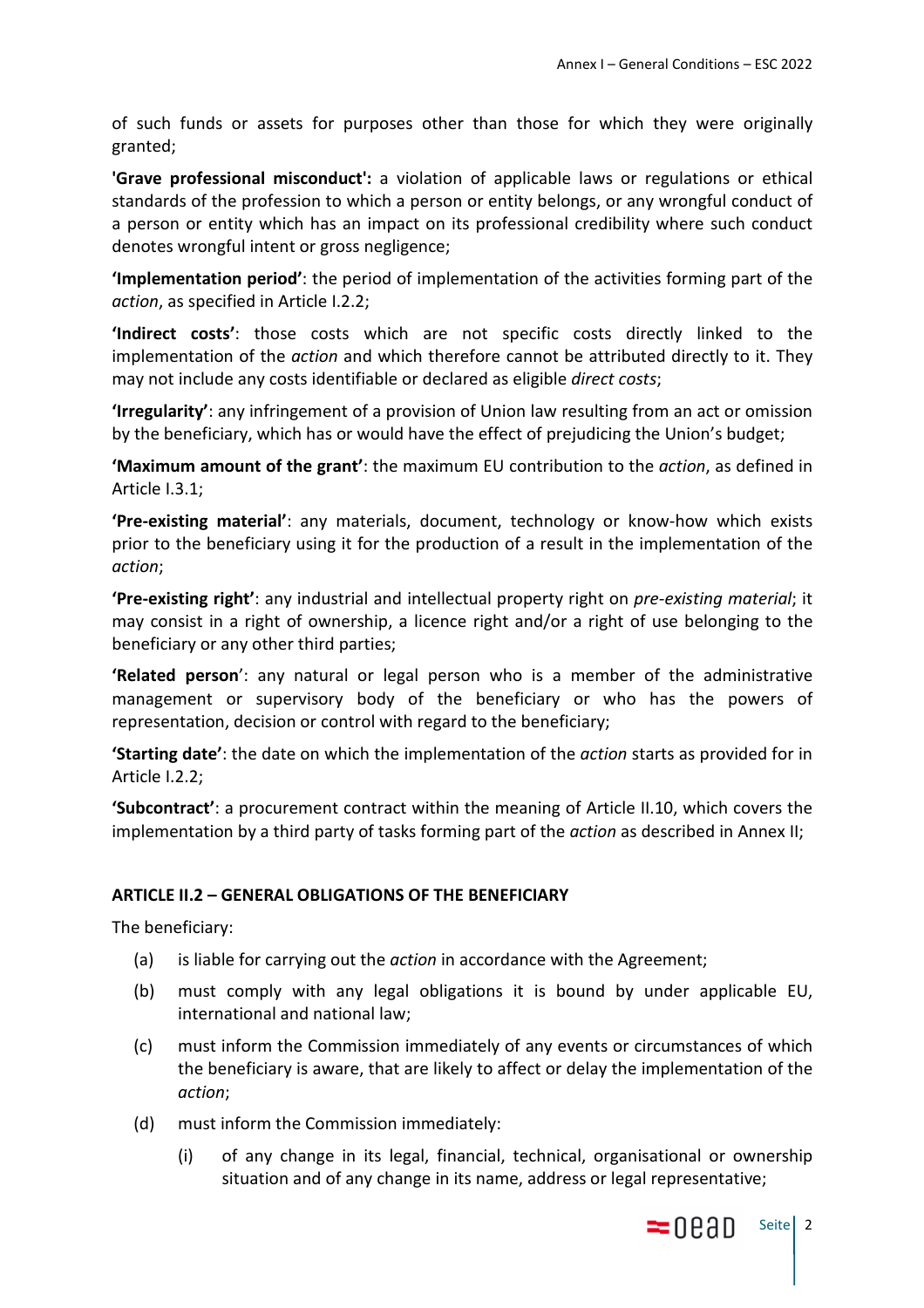of such funds or assets for purposes other than those for which they were originally granted;

**'Grave professional misconduct':** a violation of applicable laws or regulations or ethical standards of the profession to which a person or entity belongs, or any wrongful conduct of a person or entity which has an impact on its professional credibility where such conduct denotes wrongful intent or gross negligence;

**'Implementation period'**: the period of implementation of the activities forming part of the *action*, as specified in Article I.2.2;

**'Indirect costs'**: those costs which are not specific costs directly linked to the implementation of the *action* and which therefore cannot be attributed directly to it. They may not include any costs identifiable or declared as eligible *direct costs*;

**'Irregularity'**: any infringement of a provision of Union law resulting from an act or omission by the beneficiary, which has or would have the effect of prejudicing the Union's budget;

**'Maximum amount of the grant'**: the maximum EU contribution to the *action*, as defined in Article I.3.1;

**'Pre-existing material'**: any materials, document, technology or know-how which exists prior to the beneficiary using it for the production of a result in the implementation of the *action*;

**'Pre-existing right'**: any industrial and intellectual property right on *pre-existing material*; it may consist in a right of ownership, a licence right and/or a right of use belonging to the beneficiary or any other third parties;

**'Related person'**: any natural or legal person who is a member of the administrative management or supervisory body of the beneficiary or who has the powers of representation, decision or control with regard to the beneficiary;

**'Starting date'**: the date on which the implementation of the *action* starts as provided for in Article I.2.2;

**'Subcontract'**: a procurement contract within the meaning of Article II.10, which covers the implementation by a third party of tasks forming part of the *action* as described in Annex II;

### ARTICLE II.2 – GENERAL OBLIGATIONS OF THE BENEFICIARY

The beneficiary:

(a) is liable for carrying out the *action* in accordance with the Agreement;

(b) must comply with any legal obligations it is bound by under applicable EU, international and national law;

(c) must inform the Commission immediately of any events or circumstances of which the beneficiary is aware, that are likely to affect or delay the implementation of the *action*;

(d) must inform the Commission immediately:

  (i) of any change in its legal, financial, technical, organisational or ownership situation and of any change in its name, address or legal representative;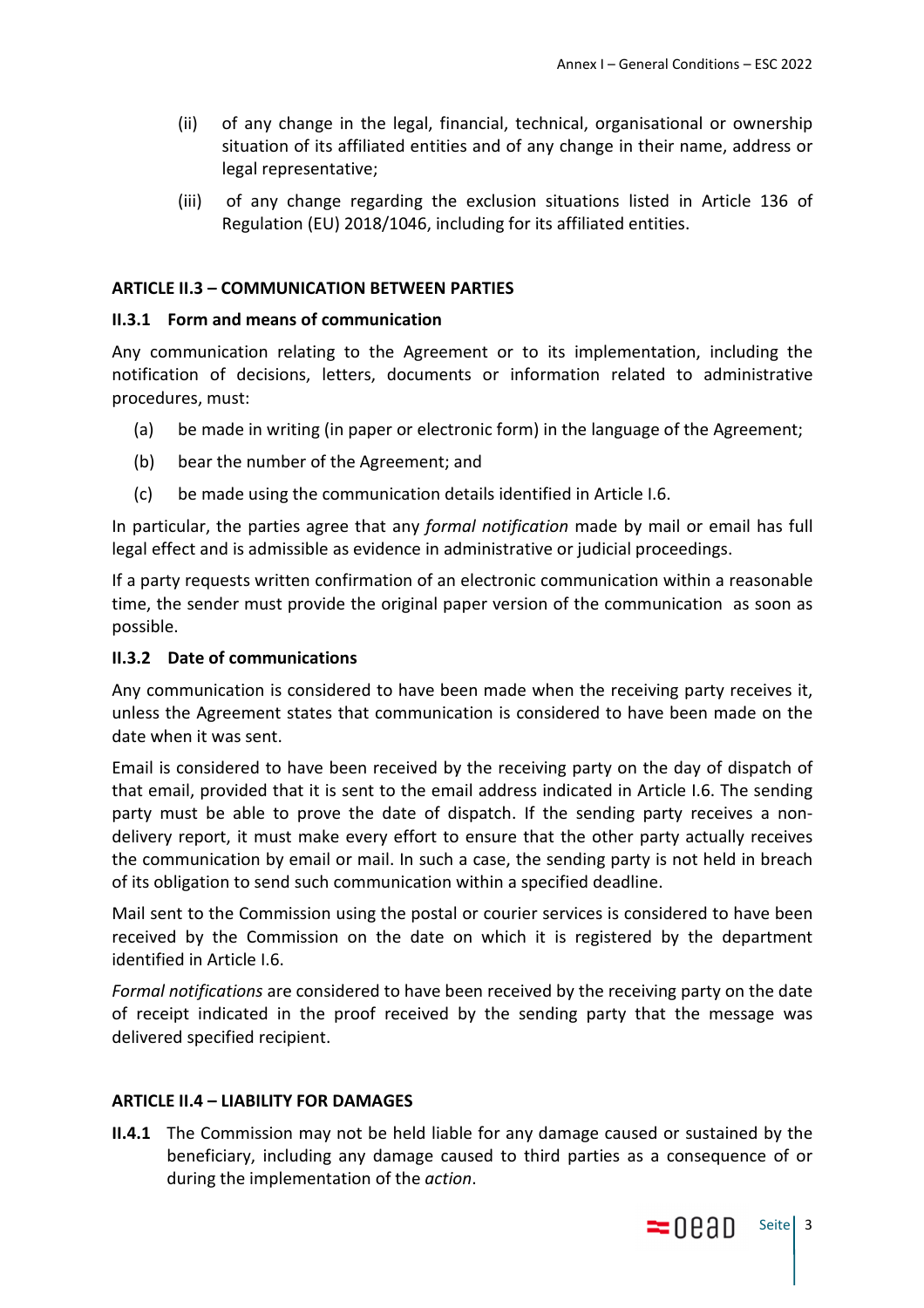(ii) of any change in the legal, financial, technical, organisational or ownership situation of its affiliated entities and of any change in their name, address or legal representative;

(iii) of any change regarding the exclusion situations listed in Article 136 of Regulation (EU) 2018/1046, including for its affiliated entities.

## ARTICLE II.3 – COMMUNICATION BETWEEN PARTIES

### II.3.1 Form and means of communication

Any communication relating to the Agreement or to its implementation, including the notification of decisions, letters, documents or information related to administrative procedures, must:

(a) be made in writing (in paper or electronic form) in the language of the Agreement;

(b) bear the number of the Agreement; and

(c) be made using the communication details identified in Article I.6.

In particular, the parties agree that any *formal notification* made by mail or email has full legal effect and is admissible as evidence in administrative or judicial proceedings.

If a party requests written confirmation of an electronic communication within a reasonable time, the sender must provide the original paper version of the communication as soon as possible.

### II.3.2 Date of communications

Any communication is considered to have been made when the receiving party receives it, unless the Agreement states that communication is considered to have been made on the date when it was sent.

Email is considered to have been received by the receiving party on the day of dispatch of that email, provided that it is sent to the email address indicated in Article I.6. The sending party must be able to prove the date of dispatch. If the sending party receives a non-delivery report, it must make every effort to ensure that the other party actually receives the communication by email or mail. In such a case, the sending party is not held in breach of its obligation to send such communication within a specified deadline.

Mail sent to the Commission using the postal or courier services is considered to have been received by the Commission on the date on which it is registered by the department identified in Article I.6.

*Formal notifications* are considered to have been received by the receiving party on the date of receipt indicated in the proof received by the sending party that the message was delivered specified recipient.

## ARTICLE II.4 – LIABILITY FOR DAMAGES

**II.4.1** The Commission may not be held liable for any damage caused or sustained by the beneficiary, including any damage caused to third parties as a consequence of or during the implementation of the *action*.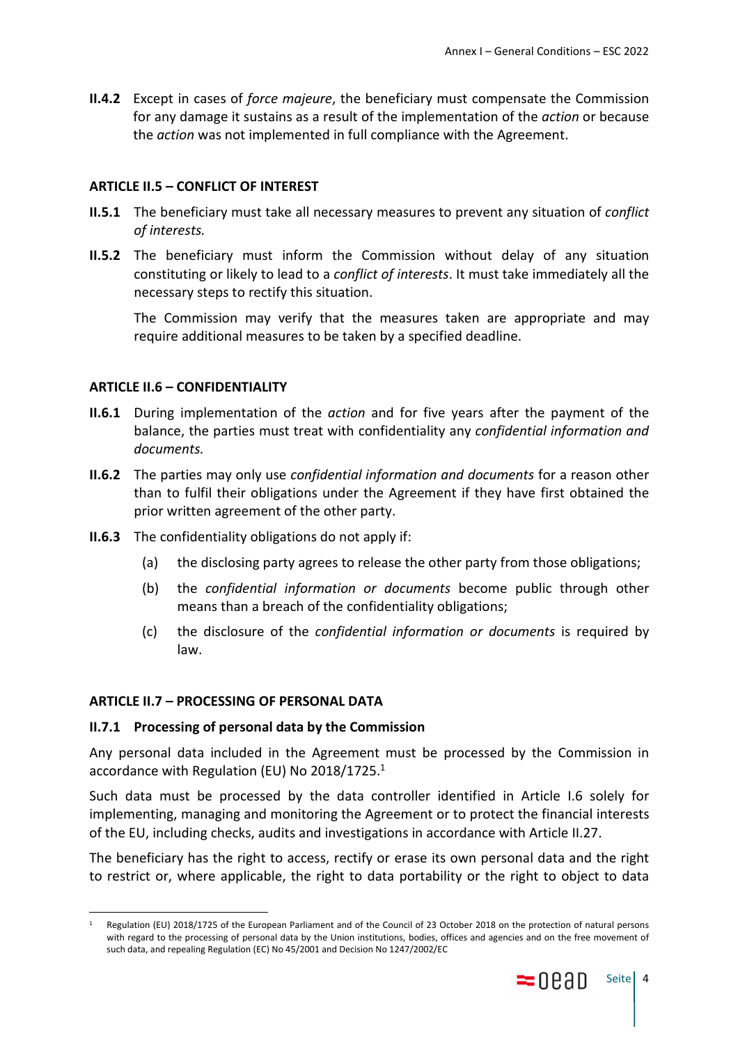**II.4.2** Except in cases of *force majeure*, the beneficiary must compensate the Commission for any damage it sustains as a result of the implementation of the *action* or because the *action* was not implemented in full compliance with the Agreement.

### ARTICLE II.5 – CONFLICT OF INTEREST

**II.5.1** The beneficiary must take all necessary measures to prevent any situation of *conflict of interests.*

**II.5.2** The beneficiary must inform the Commission without delay of any situation constituting or likely to lead to a *conflict of interests*. It must take immediately all the necessary steps to rectify this situation.

The Commission may verify that the measures taken are appropriate and may require additional measures to be taken by a specified deadline.

### ARTICLE II.6 – CONFIDENTIALITY

**II.6.1** During implementation of the *action* and for five years after the payment of the balance, the parties must treat with confidentiality any *confidential information and documents.*

**II.6.2** The parties may only use *confidential information and documents* for a reason other than to fulfil their obligations under the Agreement if they have first obtained the prior written agreement of the other party.

**II.6.3** The confidentiality obligations do not apply if:

(a) the disclosing party agrees to release the other party from those obligations;

(b) the *confidential information or documents* become public through other means than a breach of the confidentiality obligations;

(c) the disclosure of the *confidential information or documents* is required by law.

### ARTICLE II.7 – PROCESSING OF PERSONAL DATA

#### II.7.1 Processing of personal data by the Commission

Any personal data included in the Agreement must be processed by the Commission in accordance with Regulation (EU) No 2018/1725.[1]

Such data must be processed by the data controller identified in Article I.6 solely for implementing, managing and monitoring the Agreement or to protect the financial interests of the EU, including checks, audits and investigations in accordance with Article II.27.

The beneficiary has the right to access, rectify or erase its own personal data and the right to restrict or, where applicable, the right to data portability or the right to object to data

[1] Regulation (EU) 2018/1725 of the European Parliament and of the Council of 23 October 2018 on the protection of natural persons with regard to the processing of personal data by the Union institutions, bodies, offices and agencies and on the free movement of such data, and repealing Regulation (EC) No 45/2001 and Decision No 1247/2002/EC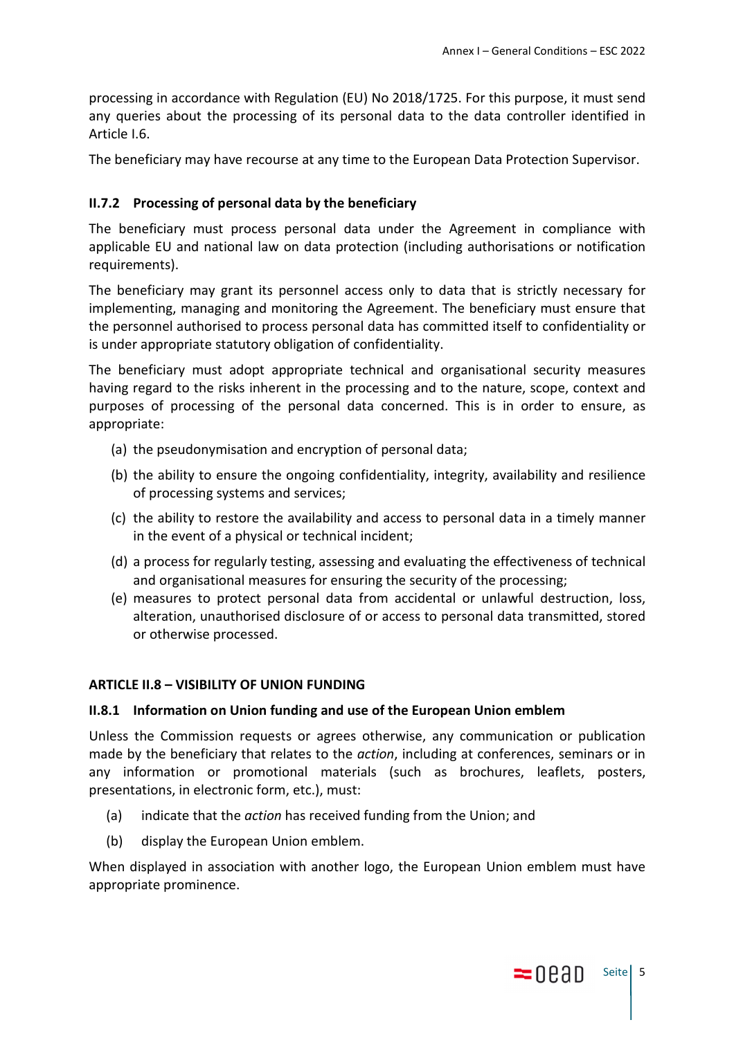processing in accordance with Regulation (EU) No 2018/1725. For this purpose, it must send any queries about the processing of its personal data to the data controller identified in Article I.6.

The beneficiary may have recourse at any time to the European Data Protection Supervisor.

### II.7.2 Processing of personal data by the beneficiary

The beneficiary must process personal data under the Agreement in compliance with applicable EU and national law on data protection (including authorisations or notification requirements).

The beneficiary may grant its personnel access only to data that is strictly necessary for implementing, managing and monitoring the Agreement. The beneficiary must ensure that the personnel authorised to process personal data has committed itself to confidentiality or is under appropriate statutory obligation of confidentiality.

The beneficiary must adopt appropriate technical and organisational security measures having regard to the risks inherent in the processing and to the nature, scope, context and purposes of processing of the personal data concerned. This is in order to ensure, as appropriate:

(a) the pseudonymisation and encryption of personal data;

(b) the ability to ensure the ongoing confidentiality, integrity, availability and resilience of processing systems and services;

(c) the ability to restore the availability and access to personal data in a timely manner in the event of a physical or technical incident;

(d) a process for regularly testing, assessing and evaluating the effectiveness of technical and organisational measures for ensuring the security of the processing;

(e) measures to protect personal data from accidental or unlawful destruction, loss, alteration, unauthorised disclosure of or access to personal data transmitted, stored or otherwise processed.

## ARTICLE II.8 – VISIBILITY OF UNION FUNDING

### II.8.1 Information on Union funding and use of the European Union emblem

Unless the Commission requests or agrees otherwise, any communication or publication made by the beneficiary that relates to the *action*, including at conferences, seminars or in any information or promotional materials (such as brochures, leaflets, posters, presentations, in electronic form, etc.), must:

(a) indicate that the *action* has received funding from the Union; and

(b) display the European Union emblem.

When displayed in association with another logo, the European Union emblem must have appropriate prominence.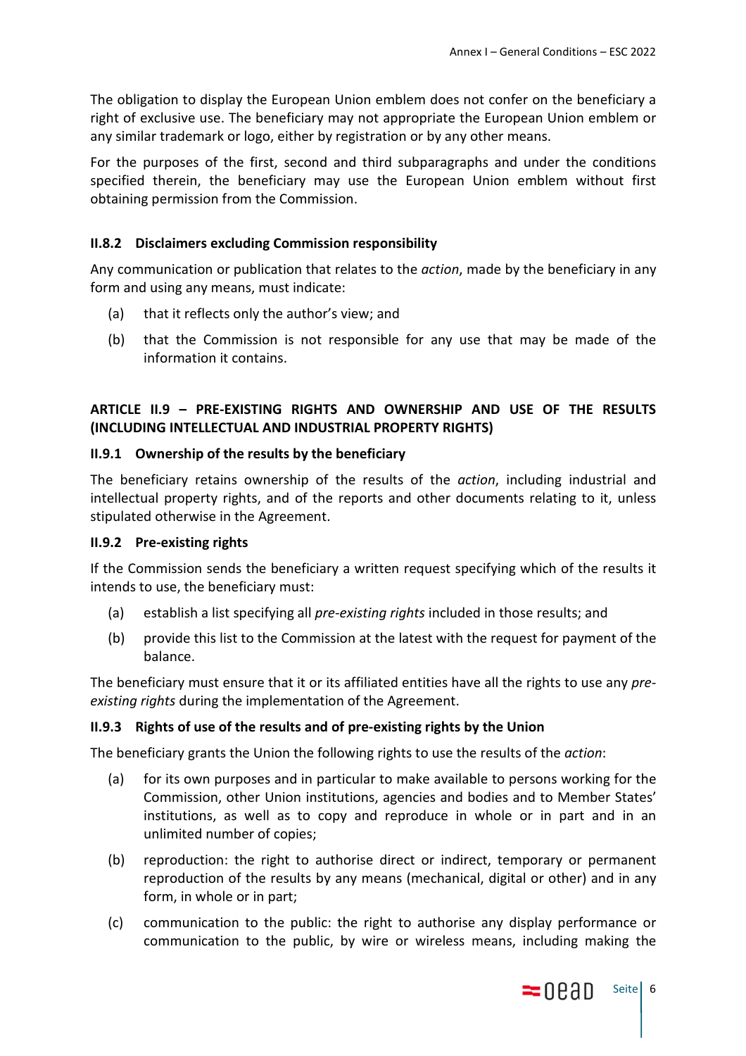The obligation to display the European Union emblem does not confer on the beneficiary a right of exclusive use. The beneficiary may not appropriate the European Union emblem or any similar trademark or logo, either by registration or by any other means.

For the purposes of the first, second and third subparagraphs and under the conditions specified therein, the beneficiary may use the European Union emblem without first obtaining permission from the Commission.

### II.8.2 Disclaimers excluding Commission responsibility

Any communication or publication that relates to the *action*, made by the beneficiary in any form and using any means, must indicate:

(a) that it reflects only the author's view; and

(b) that the Commission is not responsible for any use that may be made of the information it contains.

## ARTICLE II.9 – PRE-EXISTING RIGHTS AND OWNERSHIP AND USE OF THE RESULTS (INCLUDING INTELLECTUAL AND INDUSTRIAL PROPERTY RIGHTS)

### II.9.1 Ownership of the results by the beneficiary

The beneficiary retains ownership of the results of the *action*, including industrial and intellectual property rights, and of the reports and other documents relating to it, unless stipulated otherwise in the Agreement.

### II.9.2 Pre-existing rights

If the Commission sends the beneficiary a written request specifying which of the results it intends to use, the beneficiary must:

(a) establish a list specifying all *pre-existing rights* included in those results; and

(b) provide this list to the Commission at the latest with the request for payment of the balance.

The beneficiary must ensure that it or its affiliated entities have all the rights to use any *pre-existing rights* during the implementation of the Agreement.

### II.9.3 Rights of use of the results and of pre-existing rights by the Union

The beneficiary grants the Union the following rights to use the results of the *action*:

(a) for its own purposes and in particular to make available to persons working for the Commission, other Union institutions, agencies and bodies and to Member States' institutions, as well as to copy and reproduce in whole or in part and in an unlimited number of copies;

(b) reproduction: the right to authorise direct or indirect, temporary or permanent reproduction of the results by any means (mechanical, digital or other) and in any form, in whole or in part;

(c) communication to the public: the right to authorise any display performance or communication to the public, by wire or wireless means, including making the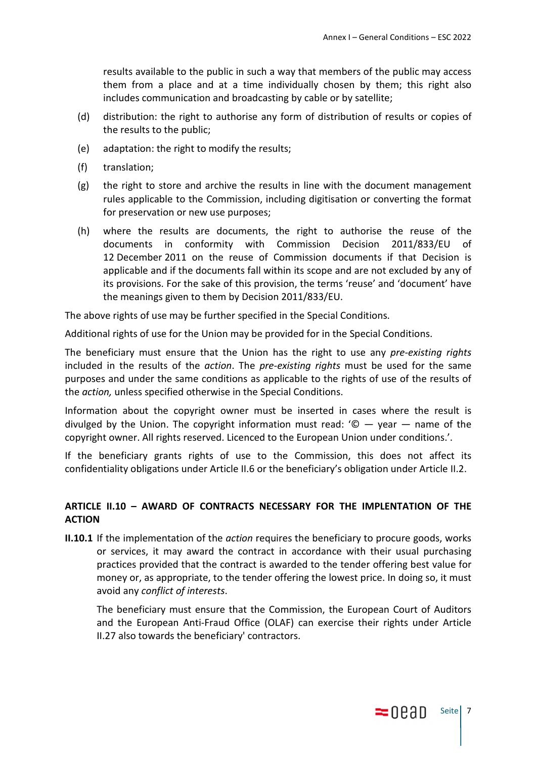results available to the public in such a way that members of the public may access them from a place and at a time individually chosen by them; this right also includes communication and broadcasting by cable or by satellite;

(d) distribution: the right to authorise any form of distribution of results or copies of the results to the public;

(e) adaptation: the right to modify the results;

(f) translation;

(g) the right to store and archive the results in line with the document management rules applicable to the Commission, including digitisation or converting the format for preservation or new use purposes;

(h) where the results are documents, the right to authorise the reuse of the documents in conformity with Commission Decision 2011/833/EU of 12 December 2011 on the reuse of Commission documents if that Decision is applicable and if the documents fall within its scope and are not excluded by any of its provisions. For the sake of this provision, the terms 'reuse' and 'document' have the meanings given to them by Decision 2011/833/EU.

The above rights of use may be further specified in the Special Conditions.

Additional rights of use for the Union may be provided for in the Special Conditions.

The beneficiary must ensure that the Union has the right to use any *pre-existing rights* included in the results of the *action*. The *pre-existing rights* must be used for the same purposes and under the same conditions as applicable to the rights of use of the results of the *action,* unless specified otherwise in the Special Conditions.

Information about the copyright owner must be inserted in cases where the result is divulged by the Union. The copyright information must read: '© — year — name of the copyright owner. All rights reserved. Licenced to the European Union under conditions.'.

If the beneficiary grants rights of use to the Commission, this does not affect its confidentiality obligations under Article II.6 or the beneficiary's obligation under Article II.2.

## ARTICLE II.10 – AWARD OF CONTRACTS NECESSARY FOR THE IMPLENTATION OF THE ACTION

**II.10.1** If the implementation of the *action* requires the beneficiary to procure goods, works or services, it may award the contract in accordance with their usual purchasing practices provided that the contract is awarded to the tender offering best value for money or, as appropriate, to the tender offering the lowest price. In doing so, it must avoid any *conflict of interests*.

The beneficiary must ensure that the Commission, the European Court of Auditors and the European Anti-Fraud Office (OLAF) can exercise their rights under Article II.27 also towards the beneficiary' contractors.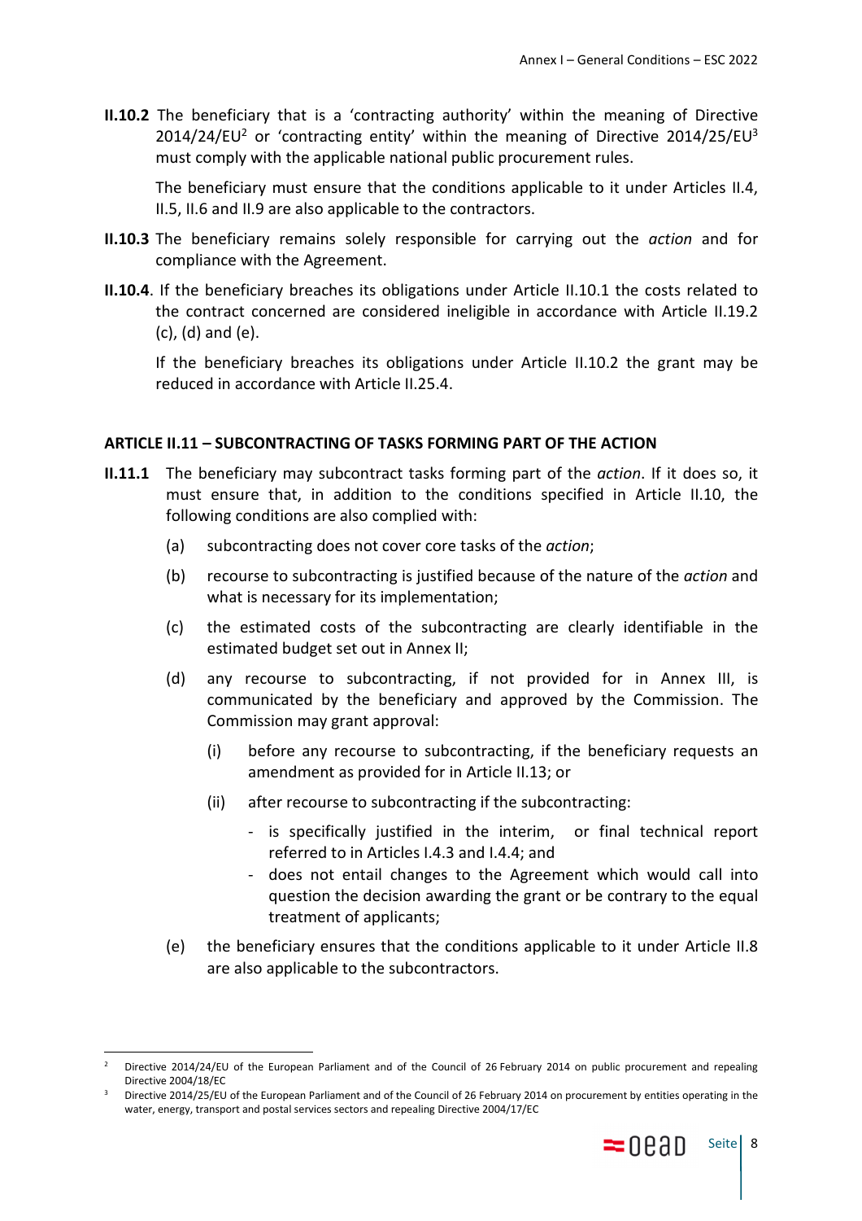**II.10.2** The beneficiary that is a 'contracting authority' within the meaning of Directive 2014/24/EU[2] or 'contracting entity' within the meaning of Directive 2014/25/EU[3] must comply with the applicable national public procurement rules.

The beneficiary must ensure that the conditions applicable to it under Articles II.4, II.5, II.6 and II.9 are also applicable to the contractors.

**II.10.3** The beneficiary remains solely responsible for carrying out the *action* and for compliance with the Agreement.

**II.10.4**. If the beneficiary breaches its obligations under Article II.10.1 the costs related to the contract concerned are considered ineligible in accordance with Article II.19.2 (c), (d) and (e).

If the beneficiary breaches its obligations under Article II.10.2 the grant may be reduced in accordance with Article II.25.4.

## ARTICLE II.11 – SUBCONTRACTING OF TASKS FORMING PART OF THE ACTION

**II.11.1** The beneficiary may subcontract tasks forming part of the *action*. If it does so, it must ensure that, in addition to the conditions specified in Article II.10, the following conditions are also complied with:

(a) subcontracting does not cover core tasks of the *action*;

(b) recourse to subcontracting is justified because of the nature of the *action* and what is necessary for its implementation;

(c) the estimated costs of the subcontracting are clearly identifiable in the estimated budget set out in Annex II;

(d) any recourse to subcontracting, if not provided for in Annex III, is communicated by the beneficiary and approved by the Commission. The Commission may grant approval:

(i) before any recourse to subcontracting, if the beneficiary requests an amendment as provided for in Article II.13; or

(ii) after recourse to subcontracting if the subcontracting:

- is specifically justified in the interim, or final technical report referred to in Articles I.4.3 and I.4.4; and
- does not entail changes to the Agreement which would call into question the decision awarding the grant or be contrary to the equal treatment of applicants;

(e) the beneficiary ensures that the conditions applicable to it under Article II.8 are also applicable to the subcontractors.

---

[2] Directive 2014/24/EU of the European Parliament and of the Council of 26 February 2014 on public procurement and repealing Directive 2004/18/EC

[3] Directive 2014/25/EU of the European Parliament and of the Council of 26 February 2014 on procurement by entities operating in the water, energy, transport and postal services sectors and repealing Directive 2004/17/EC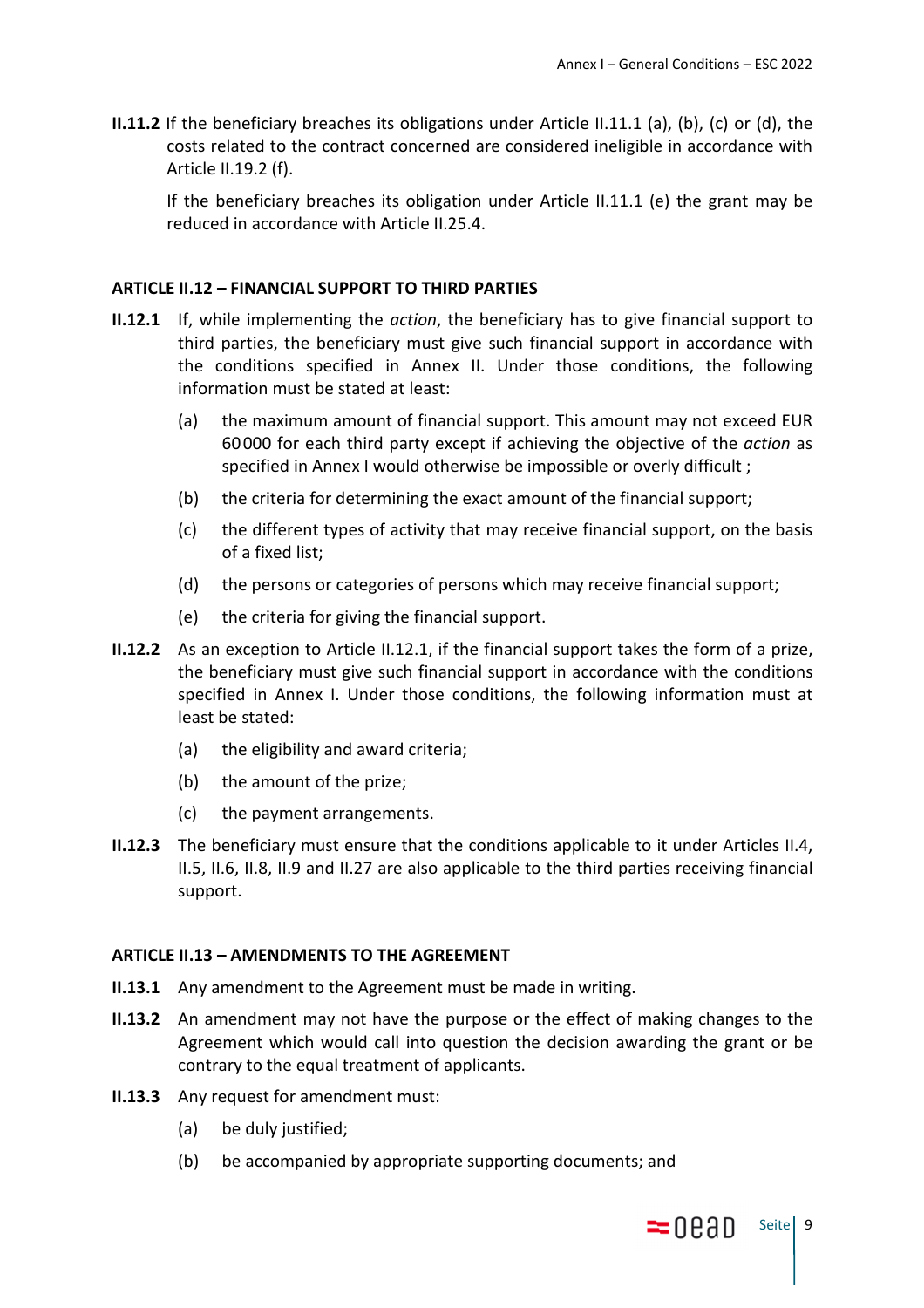**II.11.2** If the beneficiary breaches its obligations under Article II.11.1 (a), (b), (c) or (d), the costs related to the contract concerned are considered ineligible in accordance with Article II.19.2 (f).

If the beneficiary breaches its obligation under Article II.11.1 (e) the grant may be reduced in accordance with Article II.25.4.

## ARTICLE II.12 – FINANCIAL SUPPORT TO THIRD PARTIES

**II.12.1** If, while implementing the *action*, the beneficiary has to give financial support to third parties, the beneficiary must give such financial support in accordance with the conditions specified in Annex II. Under those conditions, the following information must be stated at least:

- (a) the maximum amount of financial support. This amount may not exceed EUR 60000 for each third party except if achieving the objective of the *action* as specified in Annex I would otherwise be impossible or overly difficult ;
- (b) the criteria for determining the exact amount of the financial support;
- (c) the different types of activity that may receive financial support, on the basis of a fixed list;
- (d) the persons or categories of persons which may receive financial support;
- (e) the criteria for giving the financial support.

**II.12.2** As an exception to Article II.12.1, if the financial support takes the form of a prize, the beneficiary must give such financial support in accordance with the conditions specified in Annex I. Under those conditions, the following information must at least be stated:

- (a) the eligibility and award criteria;
- (b) the amount of the prize;
- (c) the payment arrangements.

**II.12.3** The beneficiary must ensure that the conditions applicable to it under Articles II.4, II.5, II.6, II.8, II.9 and II.27 are also applicable to the third parties receiving financial support.

## ARTICLE II.13 – AMENDMENTS TO THE AGREEMENT

**II.13.1** Any amendment to the Agreement must be made in writing.

**II.13.2** An amendment may not have the purpose or the effect of making changes to the Agreement which would call into question the decision awarding the grant or be contrary to the equal treatment of applicants.

**II.13.3** Any request for amendment must:

- (a) be duly justified;
- (b) be accompanied by appropriate supporting documents; and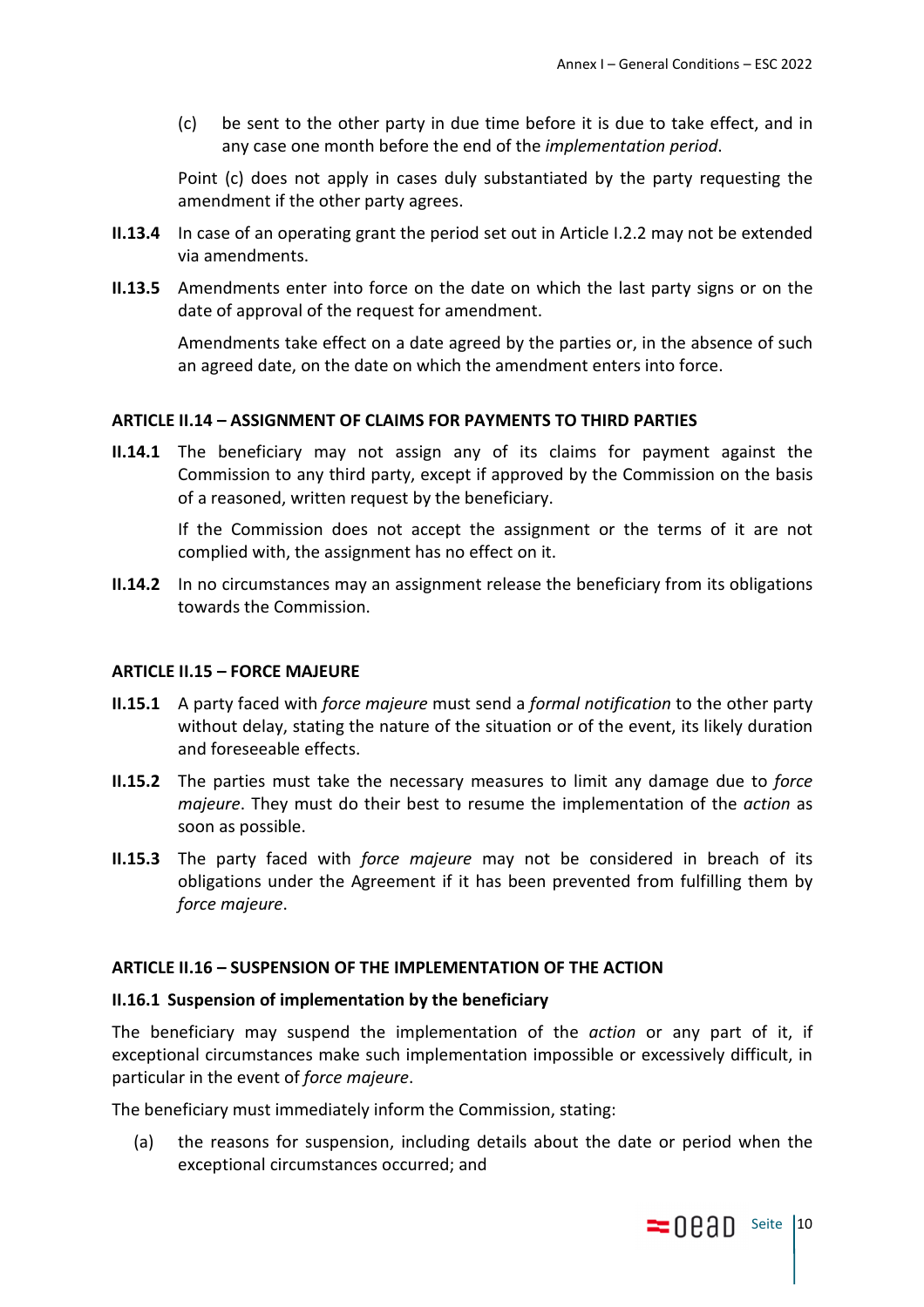(c) be sent to the other party in due time before it is due to take effect, and in any case one month before the end of the *implementation period*.

Point (c) does not apply in cases duly substantiated by the party requesting the amendment if the other party agrees.

**II.13.4** In case of an operating grant the period set out in Article I.2.2 may not be extended via amendments.

**II.13.5** Amendments enter into force on the date on which the last party signs or on the date of approval of the request for amendment.

Amendments take effect on a date agreed by the parties or, in the absence of such an agreed date, on the date on which the amendment enters into force.

### ARTICLE II.14 – ASSIGNMENT OF CLAIMS FOR PAYMENTS TO THIRD PARTIES

**II.14.1** The beneficiary may not assign any of its claims for payment against the Commission to any third party, except if approved by the Commission on the basis of a reasoned, written request by the beneficiary.

If the Commission does not accept the assignment or the terms of it are not complied with, the assignment has no effect on it.

**II.14.2** In no circumstances may an assignment release the beneficiary from its obligations towards the Commission.

### ARTICLE II.15 – FORCE MAJEURE

**II.15.1** A party faced with *force majeure* must send a *formal notification* to the other party without delay, stating the nature of the situation or of the event, its likely duration and foreseeable effects.

**II.15.2** The parties must take the necessary measures to limit any damage due to *force majeure*. They must do their best to resume the implementation of the *action* as soon as possible.

**II.15.3** The party faced with *force majeure* may not be considered in breach of its obligations under the Agreement if it has been prevented from fulfilling them by *force majeure*.

### ARTICLE II.16 – SUSPENSION OF THE IMPLEMENTATION OF THE ACTION

#### II.16.1 Suspension of implementation by the beneficiary

The beneficiary may suspend the implementation of the *action* or any part of it, if exceptional circumstances make such implementation impossible or excessively difficult, in particular in the event of *force majeure*.

The beneficiary must immediately inform the Commission, stating:

(a) the reasons for suspension, including details about the date or period when the exceptional circumstances occurred; and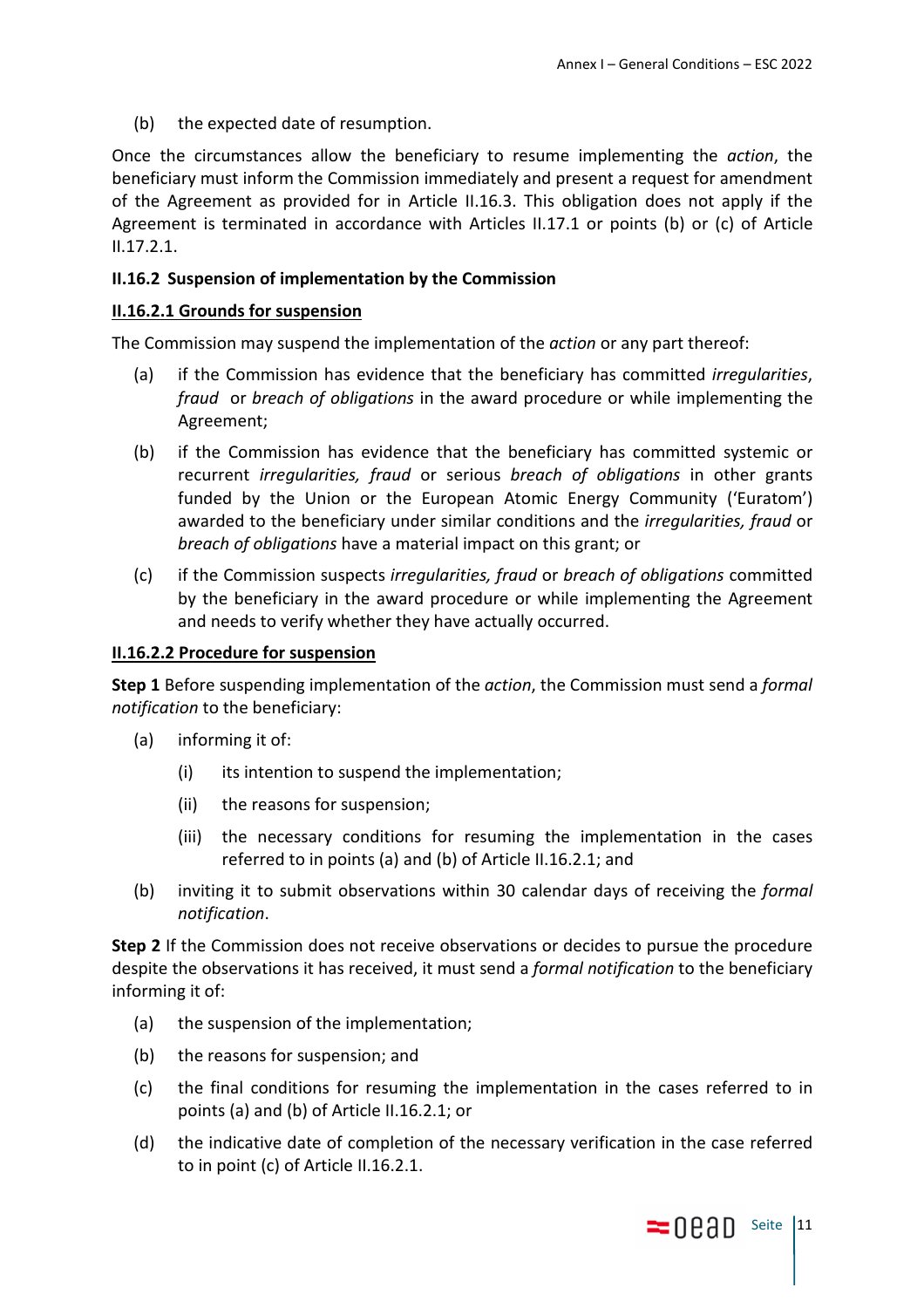(b) the expected date of resumption.

Once the circumstances allow the beneficiary to resume implementing the *action*, the beneficiary must inform the Commission immediately and present a request for amendment of the Agreement as provided for in Article II.16.3. This obligation does not apply if the Agreement is terminated in accordance with Articles II.17.1 or points (b) or (c) of Article II.17.2.1.

### II.16.2 Suspension of implementation by the Commission

#### II.16.2.1 Grounds for suspension

The Commission may suspend the implementation of the *action* or any part thereof:

(a) if the Commission has evidence that the beneficiary has committed *irregularities*, *fraud* or *breach of obligations* in the award procedure or while implementing the Agreement;

(b) if the Commission has evidence that the beneficiary has committed systemic or recurrent *irregularities, fraud* or serious *breach of obligations* in other grants funded by the Union or the European Atomic Energy Community ('Euratom') awarded to the beneficiary under similar conditions and the *irregularities, fraud* or *breach of obligations* have a material impact on this grant; or

(c) if the Commission suspects *irregularities, fraud* or *breach of obligations* committed by the beneficiary in the award procedure or while implementing the Agreement and needs to verify whether they have actually occurred.

#### II.16.2.2 Procedure for suspension

**Step 1** Before suspending implementation of the *action*, the Commission must send a *formal notification* to the beneficiary:

(a) informing it of:

   (i) its intention to suspend the implementation;

   (ii) the reasons for suspension;

   (iii) the necessary conditions for resuming the implementation in the cases referred to in points (a) and (b) of Article II.16.2.1; and

(b) inviting it to submit observations within 30 calendar days of receiving the *formal notification*.

**Step 2** If the Commission does not receive observations or decides to pursue the procedure despite the observations it has received, it must send a *formal notification* to the beneficiary informing it of:

(a) the suspension of the implementation;

(b) the reasons for suspension; and

(c) the final conditions for resuming the implementation in the cases referred to in points (a) and (b) of Article II.16.2.1; or

(d) the indicative date of completion of the necessary verification in the case referred to in point (c) of Article II.16.2.1.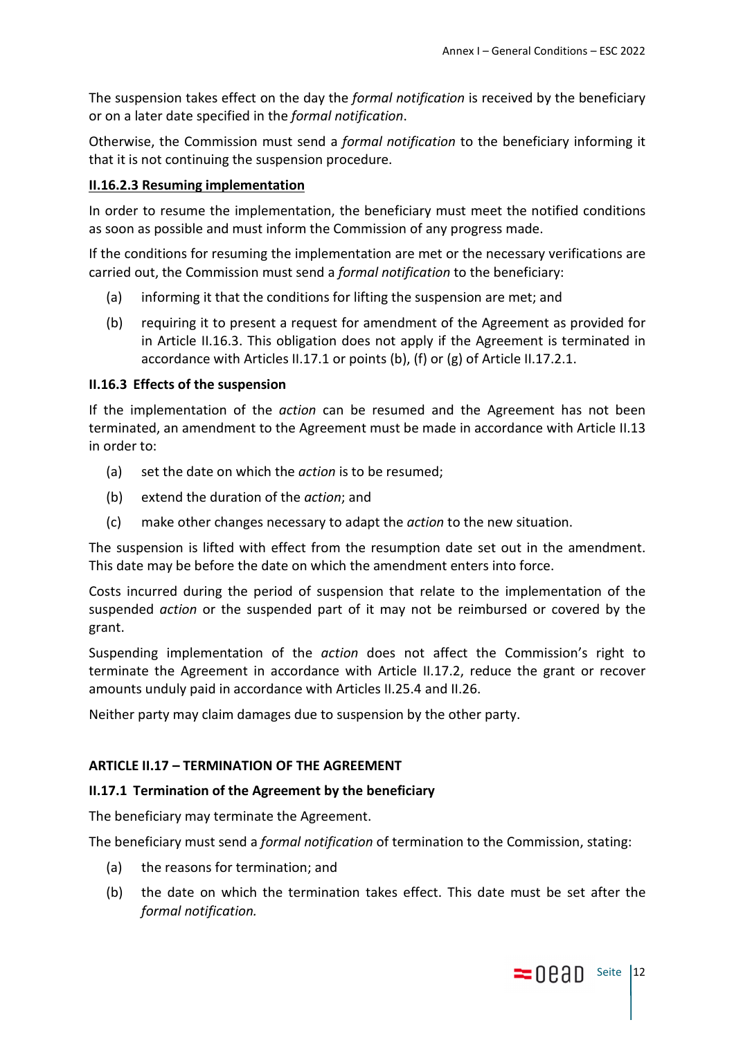The suspension takes effect on the day the *formal notification* is received by the beneficiary or on a later date specified in the *formal notification*.

Otherwise, the Commission must send a *formal notification* to the beneficiary informing it that it is not continuing the suspension procedure.

#### II.16.2.3 Resuming implementation

In order to resume the implementation, the beneficiary must meet the notified conditions as soon as possible and must inform the Commission of any progress made.

If the conditions for resuming the implementation are met or the necessary verifications are carried out, the Commission must send a *formal notification* to the beneficiary:

(a) informing it that the conditions for lifting the suspension are met; and

(b) requiring it to present a request for amendment of the Agreement as provided for in Article II.16.3. This obligation does not apply if the Agreement is terminated in accordance with Articles II.17.1 or points (b), (f) or (g) of Article II.17.2.1.

### II.16.3 Effects of the suspension

If the implementation of the *action* can be resumed and the Agreement has not been terminated, an amendment to the Agreement must be made in accordance with Article II.13 in order to:

(a) set the date on which the *action* is to be resumed;

(b) extend the duration of the *action*; and

(c) make other changes necessary to adapt the *action* to the new situation.

The suspension is lifted with effect from the resumption date set out in the amendment. This date may be before the date on which the amendment enters into force.

Costs incurred during the period of suspension that relate to the implementation of the suspended *action* or the suspended part of it may not be reimbursed or covered by the grant.

Suspending implementation of the *action* does not affect the Commission's right to terminate the Agreement in accordance with Article II.17.2, reduce the grant or recover amounts unduly paid in accordance with Articles II.25.4 and II.26.

Neither party may claim damages due to suspension by the other party.

## ARTICLE II.17 – TERMINATION OF THE AGREEMENT

### II.17.1 Termination of the Agreement by the beneficiary

The beneficiary may terminate the Agreement.

The beneficiary must send a *formal notification* of termination to the Commission, stating:

(a) the reasons for termination; and

(b) the date on which the termination takes effect. This date must be set after the *formal notification.*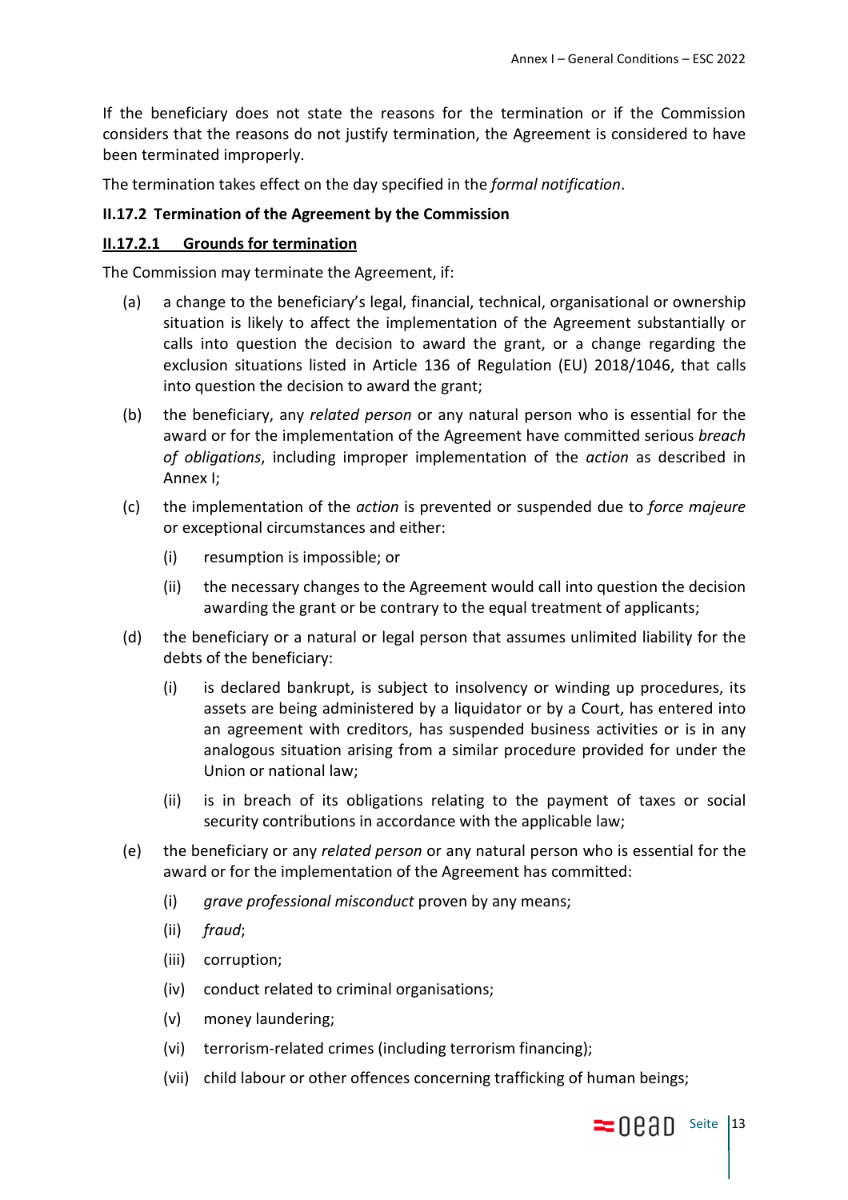If the beneficiary does not state the reasons for the termination or if the Commission considers that the reasons do not justify termination, the Agreement is considered to have been terminated improperly.

The termination takes effect on the day specified in the *formal notification*.

### II.17.2 Termination of the Agreement by the Commission

#### <u>II.17.2.1 Grounds for termination</u>

The Commission may terminate the Agreement, if:

(a) a change to the beneficiary's legal, financial, technical, organisational or ownership situation is likely to affect the implementation of the Agreement substantially or calls into question the decision to award the grant, or a change regarding the exclusion situations listed in Article 136 of Regulation (EU) 2018/1046, that calls into question the decision to award the grant;

(b) the beneficiary, any *related person* or any natural person who is essential for the award or for the implementation of the Agreement have committed serious *breach of obligations*, including improper implementation of the *action* as described in Annex I;

(c) the implementation of the *action* is prevented or suspended due to *force majeure* or exceptional circumstances and either:

   (i) resumption is impossible; or

   (ii) the necessary changes to the Agreement would call into question the decision awarding the grant or be contrary to the equal treatment of applicants;

(d) the beneficiary or a natural or legal person that assumes unlimited liability for the debts of the beneficiary:

   (i) is declared bankrupt, is subject to insolvency or winding up procedures, its assets are being administered by a liquidator or by a Court, has entered into an agreement with creditors, has suspended business activities or is in any analogous situation arising from a similar procedure provided for under the Union or national law;

   (ii) is in breach of its obligations relating to the payment of taxes or social security contributions in accordance with the applicable law;

(e) the beneficiary or any *related person* or any natural person who is essential for the award or for the implementation of the Agreement has committed:

   (i) *grave professional misconduct* proven by any means;

   (ii) *fraud*;

   (iii) corruption;

   (iv) conduct related to criminal organisations;

   (v) money laundering;

   (vi) terrorism-related crimes (including terrorism financing);

   (vii) child labour or other offences concerning trafficking of human beings;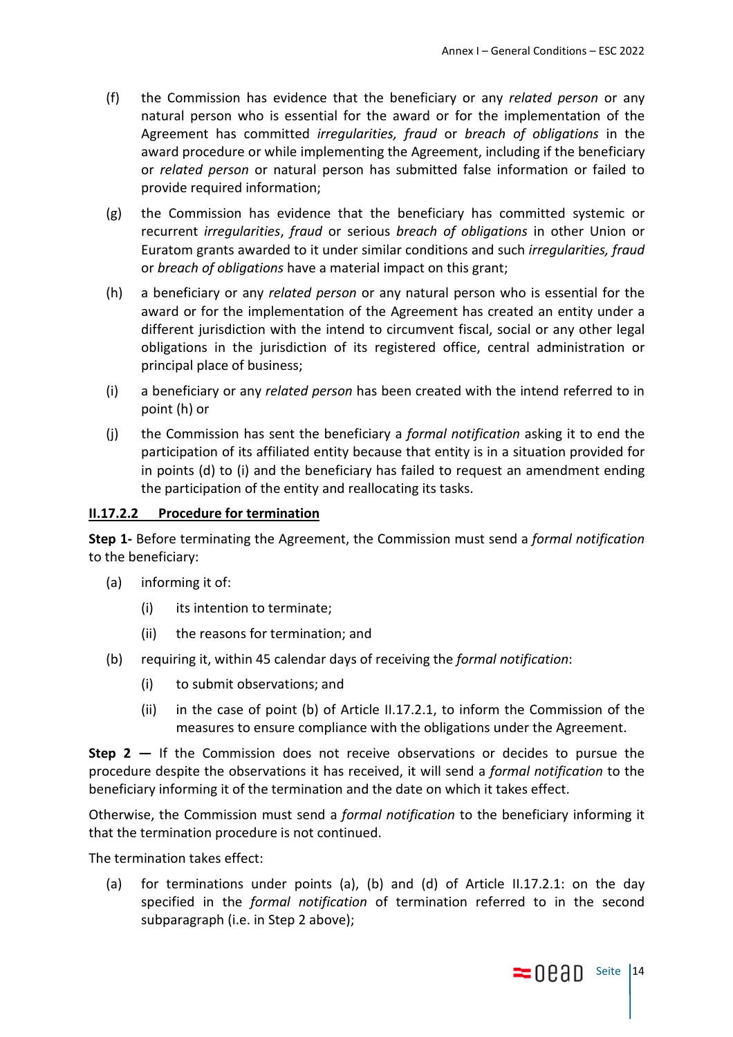(f) the Commission has evidence that the beneficiary or any *related person* or any natural person who is essential for the award or for the implementation of the Agreement has committed *irregularities, fraud* or *breach of obligations* in the award procedure or while implementing the Agreement, including if the beneficiary or *related person* or natural person has submitted false information or failed to provide required information;

(g) the Commission has evidence that the beneficiary has committed systemic or recurrent *irregularities*, *fraud* or serious *breach of obligations* in other Union or Euratom grants awarded to it under similar conditions and such *irregularities, fraud* or *breach of obligations* have a material impact on this grant;

(h) a beneficiary or any *related person* or any natural person who is essential for the award or for the implementation of the Agreement has created an entity under a different jurisdiction with the intend to circumvent fiscal, social or any other legal obligations in the jurisdiction of its registered office, central administration or principal place of business;

(i) a beneficiary or any *related person* has been created with the intend referred to in point (h) or

(j) the Commission has sent the beneficiary a *formal notification* asking it to end the participation of its affiliated entity because that entity is in a situation provided for in points (d) to (i) and the beneficiary has failed to request an amendment ending the participation of the entity and reallocating its tasks.

#### II.17.2.2 Procedure for termination

**Step 1-** Before terminating the Agreement, the Commission must send a *formal notification* to the beneficiary:

(a) informing it of:

  (i) its intention to terminate;

  (ii) the reasons for termination; and

(b) requiring it, within 45 calendar days of receiving the *formal notification*:

  (i) to submit observations; and

  (ii) in the case of point (b) of Article II.17.2.1, to inform the Commission of the measures to ensure compliance with the obligations under the Agreement.

**Step 2 —** If the Commission does not receive observations or decides to pursue the procedure despite the observations it has received, it will send a *formal notification* to the beneficiary informing it of the termination and the date on which it takes effect.

Otherwise, the Commission must send a *formal notification* to the beneficiary informing it that the termination procedure is not continued.

The termination takes effect:

(a) for terminations under points (a), (b) and (d) of Article II.17.2.1: on the day specified in the *formal notification* of termination referred to in the second subparagraph (i.e. in Step 2 above);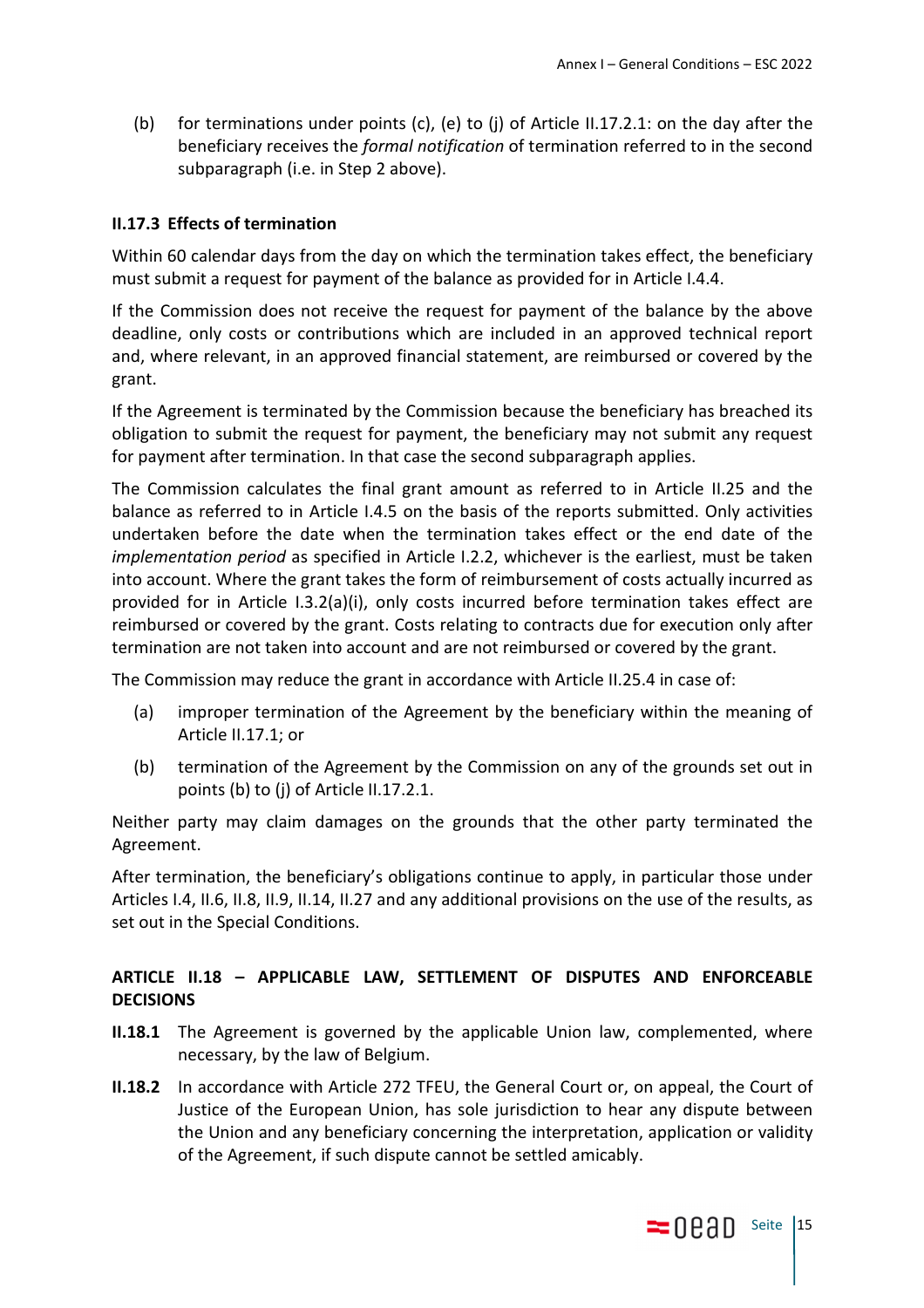(b) for terminations under points (c), (e) to (j) of Article II.17.2.1: on the day after the beneficiary receives the *formal notification* of termination referred to in the second subparagraph (i.e. in Step 2 above).

### II.17.3 Effects of termination

Within 60 calendar days from the day on which the termination takes effect, the beneficiary must submit a request for payment of the balance as provided for in Article I.4.4.

If the Commission does not receive the request for payment of the balance by the above deadline, only costs or contributions which are included in an approved technical report and, where relevant, in an approved financial statement, are reimbursed or covered by the grant.

If the Agreement is terminated by the Commission because the beneficiary has breached its obligation to submit the request for payment, the beneficiary may not submit any request for payment after termination. In that case the second subparagraph applies.

The Commission calculates the final grant amount as referred to in Article II.25 and the balance as referred to in Article I.4.5 on the basis of the reports submitted. Only activities undertaken before the date when the termination takes effect or the end date of the *implementation period* as specified in Article I.2.2, whichever is the earliest, must be taken into account. Where the grant takes the form of reimbursement of costs actually incurred as provided for in Article I.3.2(a)(i), only costs incurred before termination takes effect are reimbursed or covered by the grant. Costs relating to contracts due for execution only after termination are not taken into account and are not reimbursed or covered by the grant.

The Commission may reduce the grant in accordance with Article II.25.4 in case of:

(a) improper termination of the Agreement by the beneficiary within the meaning of Article II.17.1; or

(b) termination of the Agreement by the Commission on any of the grounds set out in points (b) to (j) of Article II.17.2.1.

Neither party may claim damages on the grounds that the other party terminated the Agreement.

After termination, the beneficiary's obligations continue to apply, in particular those under Articles I.4, II.6, II.8, II.9, II.14, II.27 and any additional provisions on the use of the results, as set out in the Special Conditions.

## ARTICLE II.18 – APPLICABLE LAW, SETTLEMENT OF DISPUTES AND ENFORCEABLE DECISIONS

**II.18.1** The Agreement is governed by the applicable Union law, complemented, where necessary, by the law of Belgium.

**II.18.2** In accordance with Article 272 TFEU, the General Court or, on appeal, the Court of Justice of the European Union, has sole jurisdiction to hear any dispute between the Union and any beneficiary concerning the interpretation, application or validity of the Agreement, if such dispute cannot be settled amicably.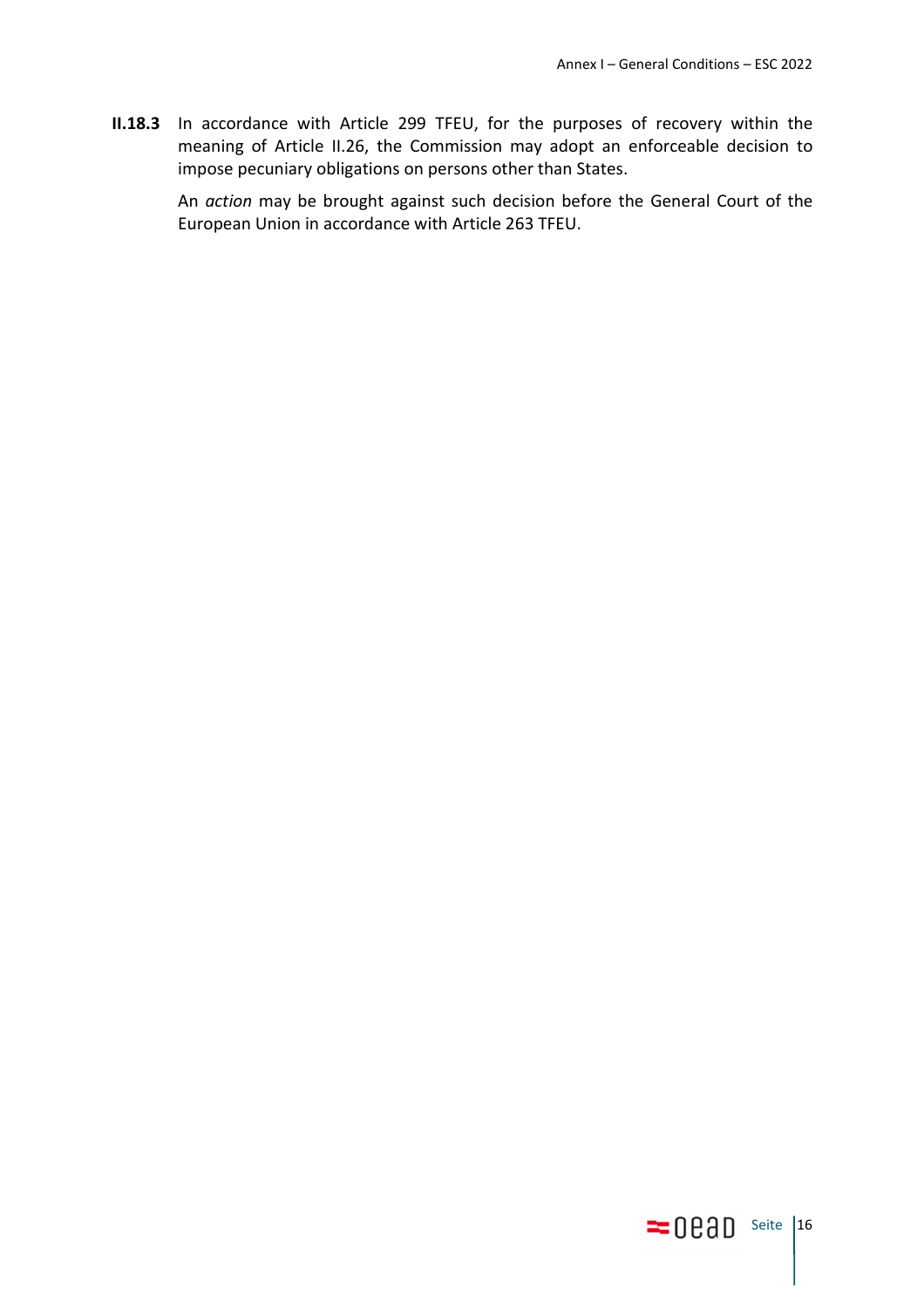**II.18.3** In accordance with Article 299 TFEU, for the purposes of recovery within the meaning of Article II.26, the Commission may adopt an enforceable decision to impose pecuniary obligations on persons other than States.

An *action* may be brought against such decision before the General Court of the European Union in accordance with Article 263 TFEU.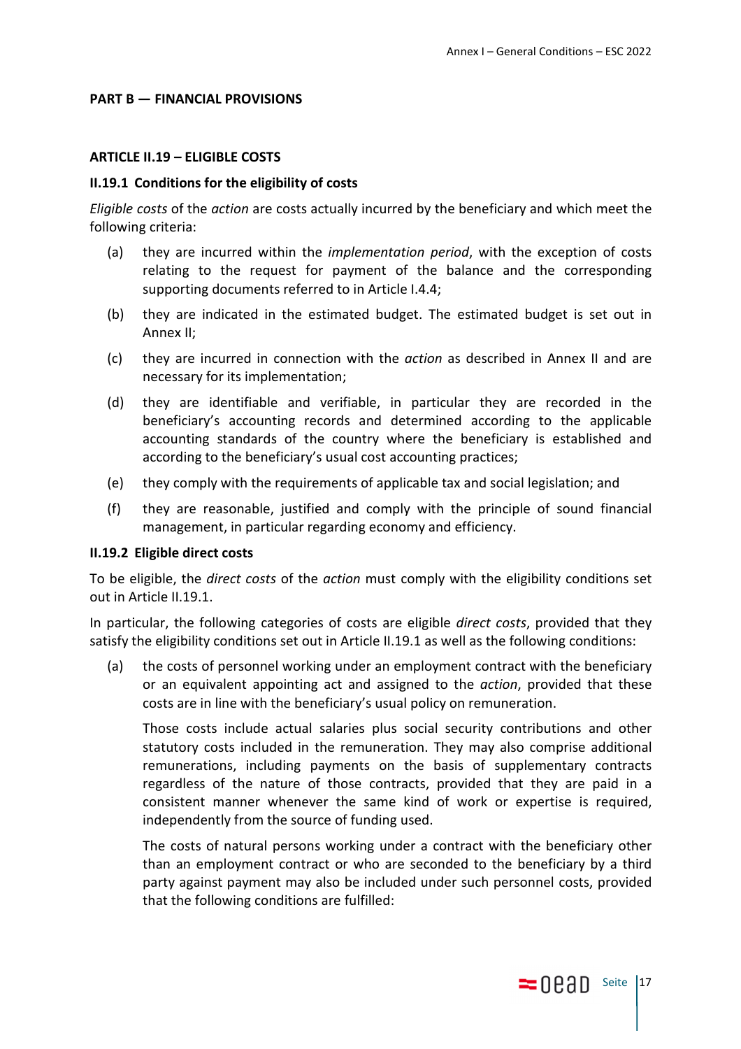## PART B — FINANCIAL PROVISIONS

### ARTICLE II.19 – ELIGIBLE COSTS

#### II.19.1 Conditions for the eligibility of costs

*Eligible costs* of the *action* are costs actually incurred by the beneficiary and which meet the following criteria:

(a) they are incurred within the *implementation period*, with the exception of costs relating to the request for payment of the balance and the corresponding supporting documents referred to in Article I.4.4;

(b) they are indicated in the estimated budget. The estimated budget is set out in Annex II;

(c) they are incurred in connection with the *action* as described in Annex II and are necessary for its implementation;

(d) they are identifiable and verifiable, in particular they are recorded in the beneficiary's accounting records and determined according to the applicable accounting standards of the country where the beneficiary is established and according to the beneficiary's usual cost accounting practices;

(e) they comply with the requirements of applicable tax and social legislation; and

(f) they are reasonable, justified and comply with the principle of sound financial management, in particular regarding economy and efficiency.

#### II.19.2 Eligible direct costs

To be eligible, the *direct costs* of the *action* must comply with the eligibility conditions set out in Article II.19.1.

In particular, the following categories of costs are eligible *direct costs*, provided that they satisfy the eligibility conditions set out in Article II.19.1 as well as the following conditions:

(a) the costs of personnel working under an employment contract with the beneficiary or an equivalent appointing act and assigned to the *action*, provided that these costs are in line with the beneficiary's usual policy on remuneration.

Those costs include actual salaries plus social security contributions and other statutory costs included in the remuneration. They may also comprise additional remunerations, including payments on the basis of supplementary contracts regardless of the nature of those contracts, provided that they are paid in a consistent manner whenever the same kind of work or expertise is required, independently from the source of funding used.

The costs of natural persons working under a contract with the beneficiary other than an employment contract or who are seconded to the beneficiary by a third party against payment may also be included under such personnel costs, provided that the following conditions are fulfilled: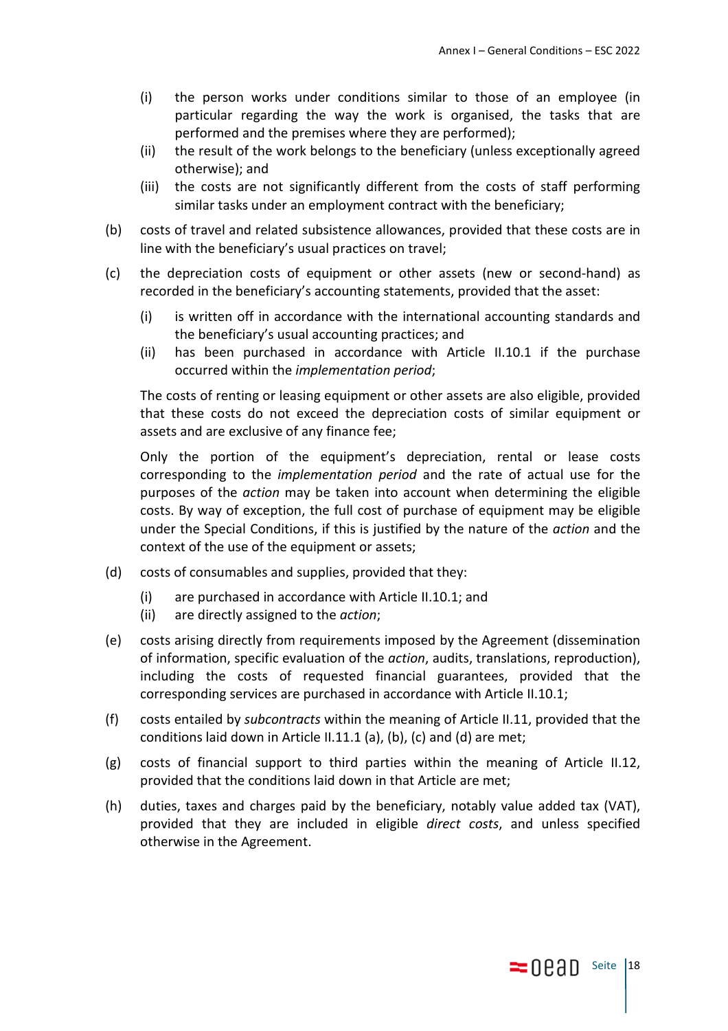(i) the person works under conditions similar to those of an employee (in particular regarding the way the work is organised, the tasks that are performed and the premises where they are performed);
(ii) the result of the work belongs to the beneficiary (unless exceptionally agreed otherwise); and
(iii) the costs are not significantly different from the costs of staff performing similar tasks under an employment contract with the beneficiary;

(b) costs of travel and related subsistence allowances, provided that these costs are in line with the beneficiary's usual practices on travel;

(c) the depreciation costs of equipment or other assets (new or second-hand) as recorded in the beneficiary's accounting statements, provided that the asset:

(i) is written off in accordance with the international accounting standards and the beneficiary's usual accounting practices; and
(ii) has been purchased in accordance with Article II.10.1 if the purchase occurred within the *implementation period*;

The costs of renting or leasing equipment or other assets are also eligible, provided that these costs do not exceed the depreciation costs of similar equipment or assets and are exclusive of any finance fee;

Only the portion of the equipment's depreciation, rental or lease costs corresponding to the *implementation period* and the rate of actual use for the purposes of the *action* may be taken into account when determining the eligible costs. By way of exception, the full cost of purchase of equipment may be eligible under the Special Conditions, if this is justified by the nature of the *action* and the context of the use of the equipment or assets;

(d) costs of consumables and supplies, provided that they:

(i) are purchased in accordance with Article II.10.1; and
(ii) are directly assigned to the *action*;

(e) costs arising directly from requirements imposed by the Agreement (dissemination of information, specific evaluation of the *action*, audits, translations, reproduction), including the costs of requested financial guarantees, provided that the corresponding services are purchased in accordance with Article II.10.1;

(f) costs entailed by *subcontracts* within the meaning of Article II.11, provided that the conditions laid down in Article II.11.1 (a), (b), (c) and (d) are met;

(g) costs of financial support to third parties within the meaning of Article II.12, provided that the conditions laid down in that Article are met;

(h) duties, taxes and charges paid by the beneficiary, notably value added tax (VAT), provided that they are included in eligible *direct costs*, and unless specified otherwise in the Agreement.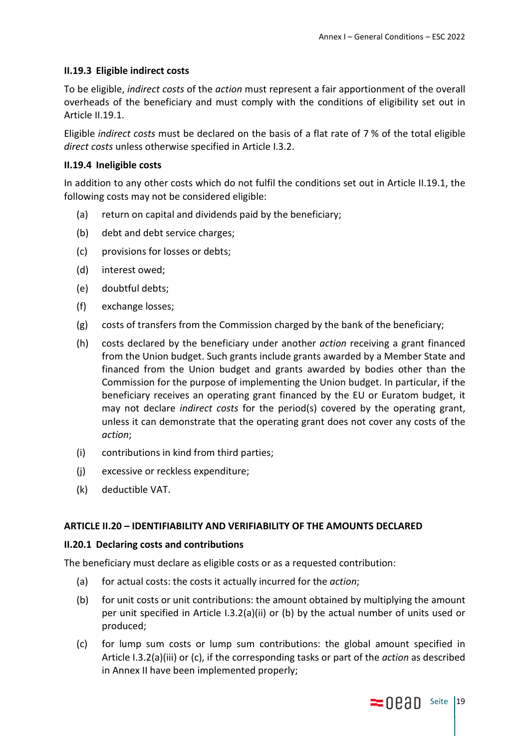### II.19.3 Eligible indirect costs

To be eligible, *indirect costs* of the *action* must represent a fair apportionment of the overall overheads of the beneficiary and must comply with the conditions of eligibility set out in Article II.19.1.

Eligible *indirect costs* must be declared on the basis of a flat rate of 7 % of the total eligible *direct costs* unless otherwise specified in Article I.3.2.

### II.19.4 Ineligible costs

In addition to any other costs which do not fulfil the conditions set out in Article II.19.1, the following costs may not be considered eligible:

- (a) return on capital and dividends paid by the beneficiary;
- (b) debt and debt service charges;
- (c) provisions for losses or debts;
- (d) interest owed;
- (e) doubtful debts;
- (f) exchange losses;
- (g) costs of transfers from the Commission charged by the bank of the beneficiary;
- (h) costs declared by the beneficiary under another *action* receiving a grant financed from the Union budget. Such grants include grants awarded by a Member State and financed from the Union budget and grants awarded by bodies other than the Commission for the purpose of implementing the Union budget. In particular, if the beneficiary receives an operating grant financed by the EU or Euratom budget, it may not declare *indirect costs* for the period(s) covered by the operating grant, unless it can demonstrate that the operating grant does not cover any costs of the *action*;
- (i) contributions in kind from third parties;
- (j) excessive or reckless expenditure;
- (k) deductible VAT.

## ARTICLE II.20 – IDENTIFIABILITY AND VERIFIABILITY OF THE AMOUNTS DECLARED

### II.20.1 Declaring costs and contributions

The beneficiary must declare as eligible costs or as a requested contribution:

- (a) for actual costs: the costs it actually incurred for the *action*;
- (b) for unit costs or unit contributions: the amount obtained by multiplying the amount per unit specified in Article I.3.2(a)(ii) or (b) by the actual number of units used or produced;
- (c) for lump sum costs or lump sum contributions: the global amount specified in Article I.3.2(a)(iii) or (c), if the corresponding tasks or part of the *action* as described in Annex II have been implemented properly;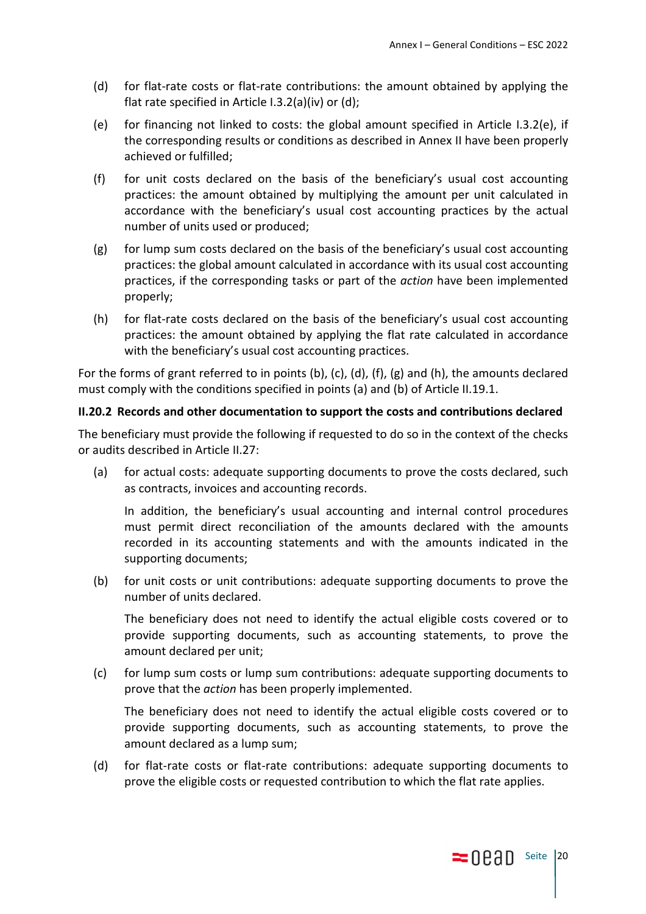(d) for flat-rate costs or flat-rate contributions: the amount obtained by applying the flat rate specified in Article I.3.2(a)(iv) or (d);

(e) for financing not linked to costs: the global amount specified in Article I.3.2(e), if the corresponding results or conditions as described in Annex II have been properly achieved or fulfilled;

(f) for unit costs declared on the basis of the beneficiary's usual cost accounting practices: the amount obtained by multiplying the amount per unit calculated in accordance with the beneficiary's usual cost accounting practices by the actual number of units used or produced;

(g) for lump sum costs declared on the basis of the beneficiary's usual cost accounting practices: the global amount calculated in accordance with its usual cost accounting practices, if the corresponding tasks or part of the *action* have been implemented properly;

(h) for flat-rate costs declared on the basis of the beneficiary's usual cost accounting practices: the amount obtained by applying the flat rate calculated in accordance with the beneficiary's usual cost accounting practices.

For the forms of grant referred to in points (b), (c), (d), (f), (g) and (h), the amounts declared must comply with the conditions specified in points (a) and (b) of Article II.19.1.

### II.20.2 Records and other documentation to support the costs and contributions declared

The beneficiary must provide the following if requested to do so in the context of the checks or audits described in Article II.27:

(a) for actual costs: adequate supporting documents to prove the costs declared, such as contracts, invoices and accounting records.

   In addition, the beneficiary's usual accounting and internal control procedures must permit direct reconciliation of the amounts declared with the amounts recorded in its accounting statements and with the amounts indicated in the supporting documents;

(b) for unit costs or unit contributions: adequate supporting documents to prove the number of units declared.

   The beneficiary does not need to identify the actual eligible costs covered or to provide supporting documents, such as accounting statements, to prove the amount declared per unit;

(c) for lump sum costs or lump sum contributions: adequate supporting documents to prove that the *action* has been properly implemented.

   The beneficiary does not need to identify the actual eligible costs covered or to provide supporting documents, such as accounting statements, to prove the amount declared as a lump sum;

(d) for flat-rate costs or flat-rate contributions: adequate supporting documents to prove the eligible costs or requested contribution to which the flat rate applies.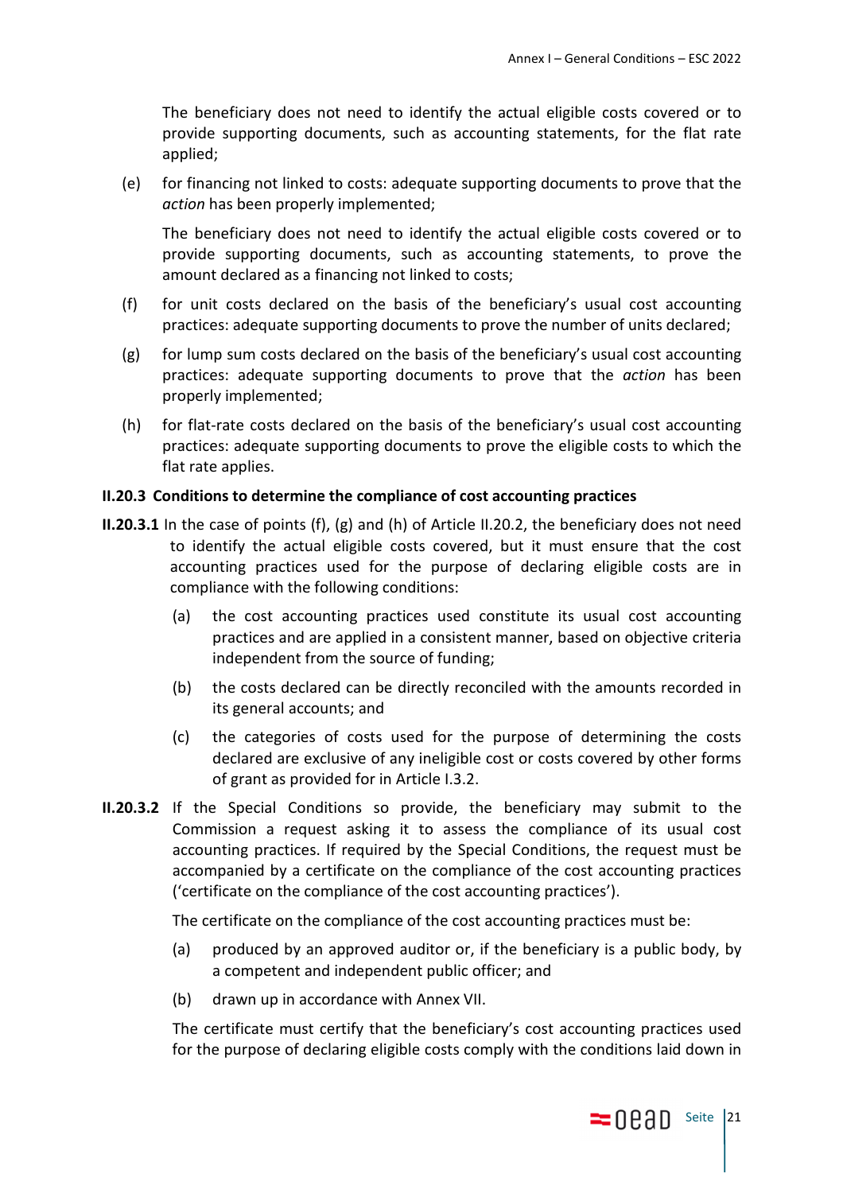The beneficiary does not need to identify the actual eligible costs covered or to provide supporting documents, such as accounting statements, for the flat rate applied;

(e) for financing not linked to costs: adequate supporting documents to prove that the *action* has been properly implemented;

The beneficiary does not need to identify the actual eligible costs covered or to provide supporting documents, such as accounting statements, to prove the amount declared as a financing not linked to costs;

(f) for unit costs declared on the basis of the beneficiary's usual cost accounting practices: adequate supporting documents to prove the number of units declared;

(g) for lump sum costs declared on the basis of the beneficiary's usual cost accounting practices: adequate supporting documents to prove that the *action* has been properly implemented;

(h) for flat-rate costs declared on the basis of the beneficiary's usual cost accounting practices: adequate supporting documents to prove the eligible costs to which the flat rate applies.

### II.20.3 Conditions to determine the compliance of cost accounting practices

**II.20.3.1** In the case of points (f), (g) and (h) of Article II.20.2, the beneficiary does not need to identify the actual eligible costs covered, but it must ensure that the cost accounting practices used for the purpose of declaring eligible costs are in compliance with the following conditions:

(a) the cost accounting practices used constitute its usual cost accounting practices and are applied in a consistent manner, based on objective criteria independent from the source of funding;

(b) the costs declared can be directly reconciled with the amounts recorded in its general accounts; and

(c) the categories of costs used for the purpose of determining the costs declared are exclusive of any ineligible cost or costs covered by other forms of grant as provided for in Article I.3.2.

**II.20.3.2** If the Special Conditions so provide, the beneficiary may submit to the Commission a request asking it to assess the compliance of its usual cost accounting practices. If required by the Special Conditions, the request must be accompanied by a certificate on the compliance of the cost accounting practices ('certificate on the compliance of the cost accounting practices').

The certificate on the compliance of the cost accounting practices must be:

(a) produced by an approved auditor or, if the beneficiary is a public body, by a competent and independent public officer; and

(b) drawn up in accordance with Annex VII.

The certificate must certify that the beneficiary's cost accounting practices used for the purpose of declaring eligible costs comply with the conditions laid down in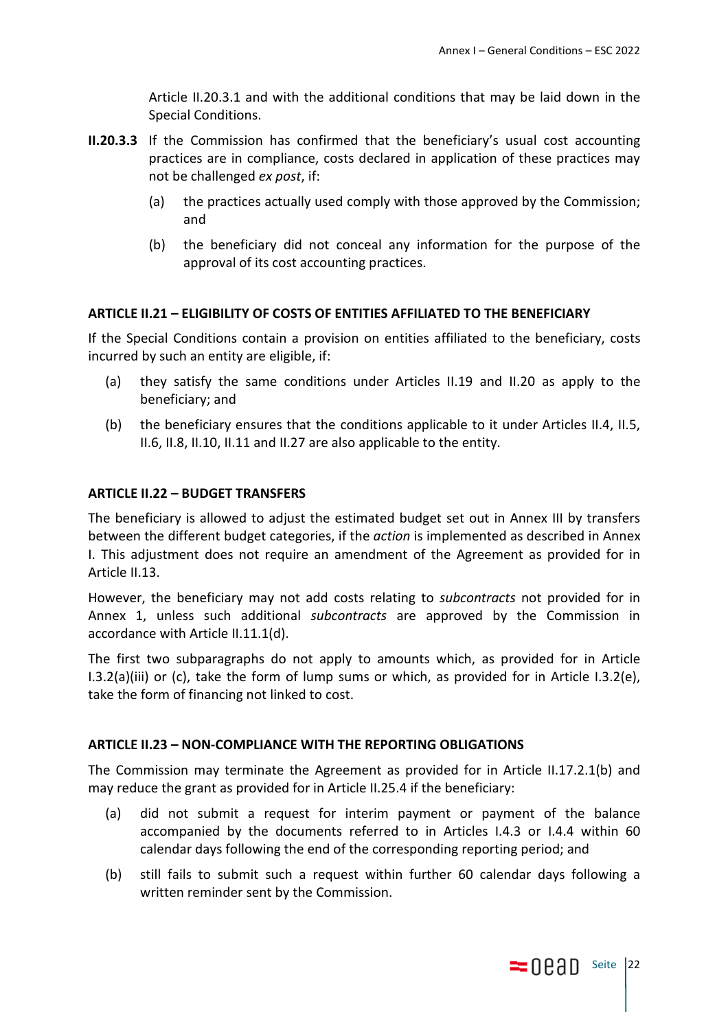Article II.20.3.1 and with the additional conditions that may be laid down in the Special Conditions.

**II.20.3.3** If the Commission has confirmed that the beneficiary's usual cost accounting practices are in compliance, costs declared in application of these practices may not be challenged *ex post*, if:

(a) the practices actually used comply with those approved by the Commission; and

(b) the beneficiary did not conceal any information for the purpose of the approval of its cost accounting practices.

## ARTICLE II.21 – ELIGIBILITY OF COSTS OF ENTITIES AFFILIATED TO THE BENEFICIARY

If the Special Conditions contain a provision on entities affiliated to the beneficiary, costs incurred by such an entity are eligible, if:

(a) they satisfy the same conditions under Articles II.19 and II.20 as apply to the beneficiary; and

(b) the beneficiary ensures that the conditions applicable to it under Articles II.4, II.5, II.6, II.8, II.10, II.11 and II.27 are also applicable to the entity.

## ARTICLE II.22 – BUDGET TRANSFERS

The beneficiary is allowed to adjust the estimated budget set out in Annex III by transfers between the different budget categories, if the *action* is implemented as described in Annex I. This adjustment does not require an amendment of the Agreement as provided for in Article II.13.

However, the beneficiary may not add costs relating to *subcontracts* not provided for in Annex 1, unless such additional *subcontracts* are approved by the Commission in accordance with Article II.11.1(d).

The first two subparagraphs do not apply to amounts which, as provided for in Article I.3.2(a)(iii) or (c), take the form of lump sums or which, as provided for in Article I.3.2(e), take the form of financing not linked to cost.

## ARTICLE II.23 – NON-COMPLIANCE WITH THE REPORTING OBLIGATIONS

The Commission may terminate the Agreement as provided for in Article II.17.2.1(b) and may reduce the grant as provided for in Article II.25.4 if the beneficiary:

(a) did not submit a request for interim payment or payment of the balance accompanied by the documents referred to in Articles I.4.3 or I.4.4 within 60 calendar days following the end of the corresponding reporting period; and

(b) still fails to submit such a request within further 60 calendar days following a written reminder sent by the Commission.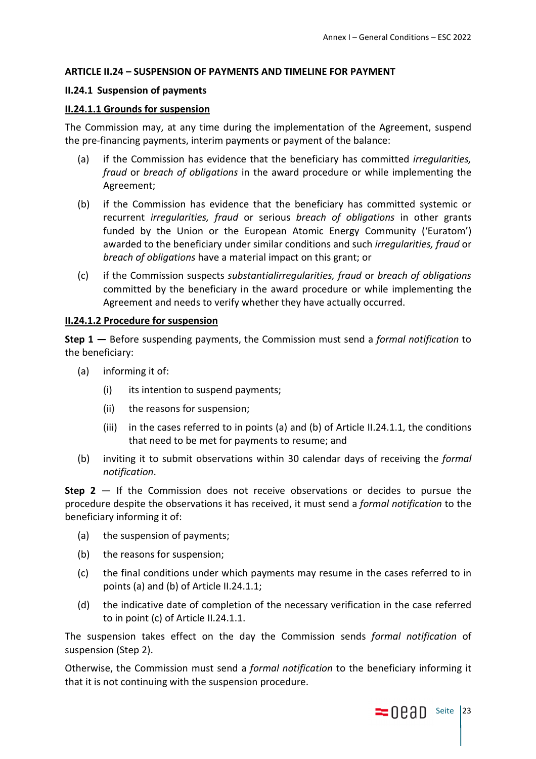**ARTICLE II.24 – SUSPENSION OF PAYMENTS AND TIMELINE FOR PAYMENT**

**II.24.1 Suspension of payments**

**II.24.1.1 Grounds for suspension**

The Commission may, at any time during the implementation of the Agreement, suspend the pre-financing payments, interim payments or payment of the balance:

(a) if the Commission has evidence that the beneficiary has committed *irregularities, fraud* or *breach of obligations* in the award procedure or while implementing the Agreement;

(b) if the Commission has evidence that the beneficiary has committed systemic or recurrent *irregularities, fraud* or serious *breach of obligations* in other grants funded by the Union or the European Atomic Energy Community ('Euratom') awarded to the beneficiary under similar conditions and such *irregularities, fraud* or *breach of obligations* have a material impact on this grant; or

(c) if the Commission suspects *substantialirregularities, fraud* or *breach of obligations* committed by the beneficiary in the award procedure or while implementing the Agreement and needs to verify whether they have actually occurred.

**II.24.1.2 Procedure for suspension**

**Step 1 —** Before suspending payments, the Commission must send a *formal notification* to the beneficiary:

(a) informing it of:

   (i) its intention to suspend payments;

   (ii) the reasons for suspension;

   (iii) in the cases referred to in points (a) and (b) of Article II.24.1.1, the conditions that need to be met for payments to resume; and

(b) inviting it to submit observations within 30 calendar days of receiving the *formal notification*.

**Step 2** — If the Commission does not receive observations or decides to pursue the procedure despite the observations it has received, it must send a *formal notification* to the beneficiary informing it of:

(a) the suspension of payments;

(b) the reasons for suspension;

(c) the final conditions under which payments may resume in the cases referred to in points (a) and (b) of Article II.24.1.1;

(d) the indicative date of completion of the necessary verification in the case referred to in point (c) of Article II.24.1.1.

The suspension takes effect on the day the Commission sends *formal notification* of suspension (Step 2).

Otherwise, the Commission must send a *formal notification* to the beneficiary informing it that it is not continuing with the suspension procedure.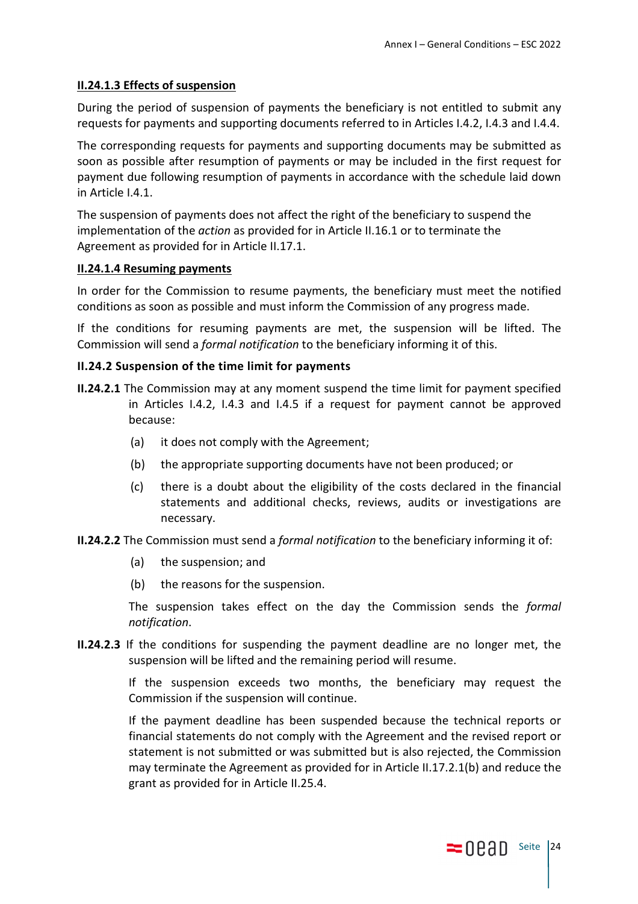#### II.24.1.3 Effects of suspension

During the period of suspension of payments the beneficiary is not entitled to submit any requests for payments and supporting documents referred to in Articles I.4.2, I.4.3 and I.4.4.

The corresponding requests for payments and supporting documents may be submitted as soon as possible after resumption of payments or may be included in the first request for payment due following resumption of payments in accordance with the schedule laid down in Article I.4.1.

The suspension of payments does not affect the right of the beneficiary to suspend the implementation of the *action* as provided for in Article II.16.1 or to terminate the Agreement as provided for in Article II.17.1.

#### II.24.1.4 Resuming payments

In order for the Commission to resume payments, the beneficiary must meet the notified conditions as soon as possible and must inform the Commission of any progress made.

If the conditions for resuming payments are met, the suspension will be lifted. The Commission will send a *formal notification* to the beneficiary informing it of this.

### II.24.2 Suspension of the time limit for payments

**II.24.2.1** The Commission may at any moment suspend the time limit for payment specified in Articles I.4.2, I.4.3 and I.4.5 if a request for payment cannot be approved because:

- (a) it does not comply with the Agreement;
- (b) the appropriate supporting documents have not been produced; or
- (c) there is a doubt about the eligibility of the costs declared in the financial statements and additional checks, reviews, audits or investigations are necessary.

**II.24.2.2** The Commission must send a *formal notification* to the beneficiary informing it of:

- (a) the suspension; and
- (b) the reasons for the suspension.

The suspension takes effect on the day the Commission sends the *formal notification*.

**II.24.2.3** If the conditions for suspending the payment deadline are no longer met, the suspension will be lifted and the remaining period will resume.

If the suspension exceeds two months, the beneficiary may request the Commission if the suspension will continue.

If the payment deadline has been suspended because the technical reports or financial statements do not comply with the Agreement and the revised report or statement is not submitted or was submitted but is also rejected, the Commission may terminate the Agreement as provided for in Article II.17.2.1(b) and reduce the grant as provided for in Article II.25.4.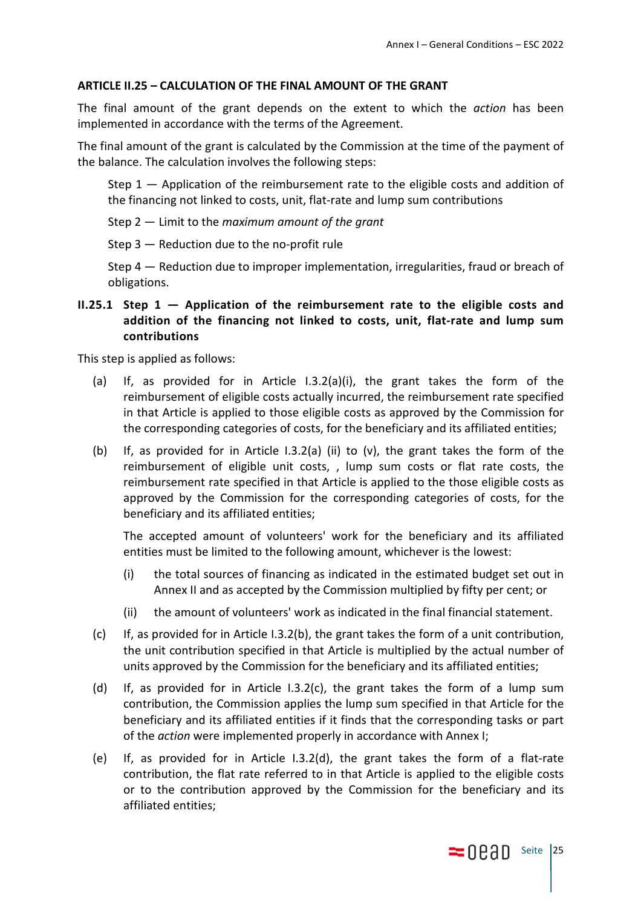## ARTICLE II.25 – CALCULATION OF THE FINAL AMOUNT OF THE GRANT

The final amount of the grant depends on the extent to which the *action* has been implemented in accordance with the terms of the Agreement.

The final amount of the grant is calculated by the Commission at the time of the payment of the balance. The calculation involves the following steps:

Step 1 — Application of the reimbursement rate to the eligible costs and addition of the financing not linked to costs, unit, flat-rate and lump sum contributions

Step 2 — Limit to the *maximum amount of the grant*

Step 3 — Reduction due to the no-profit rule

Step 4 — Reduction due to improper implementation, irregularities, fraud or breach of obligations.

### II.25.1 Step 1 — Application of the reimbursement rate to the eligible costs and addition of the financing not linked to costs, unit, flat-rate and lump sum contributions

This step is applied as follows:

(a) If, as provided for in Article I.3.2(a)(i), the grant takes the form of the reimbursement of eligible costs actually incurred, the reimbursement rate specified in that Article is applied to those eligible costs as approved by the Commission for the corresponding categories of costs, for the beneficiary and its affiliated entities;

(b) If, as provided for in Article I.3.2(a) (ii) to (v), the grant takes the form of the reimbursement of eligible unit costs, , lump sum costs or flat rate costs, the reimbursement rate specified in that Article is applied to the those eligible costs as approved by the Commission for the corresponding categories of costs, for the beneficiary and its affiliated entities;

The accepted amount of volunteers' work for the beneficiary and its affiliated entities must be limited to the following amount, whichever is the lowest:

(i) the total sources of financing as indicated in the estimated budget set out in Annex II and as accepted by the Commission multiplied by fifty per cent; or

(ii) the amount of volunteers' work as indicated in the final financial statement.

(c) If, as provided for in Article I.3.2(b), the grant takes the form of a unit contribution, the unit contribution specified in that Article is multiplied by the actual number of units approved by the Commission for the beneficiary and its affiliated entities;

(d) If, as provided for in Article I.3.2(c), the grant takes the form of a lump sum contribution, the Commission applies the lump sum specified in that Article for the beneficiary and its affiliated entities if it finds that the corresponding tasks or part of the *action* were implemented properly in accordance with Annex I;

(e) If, as provided for in Article I.3.2(d), the grant takes the form of a flat-rate contribution, the flat rate referred to in that Article is applied to the eligible costs or to the contribution approved by the Commission for the beneficiary and its affiliated entities;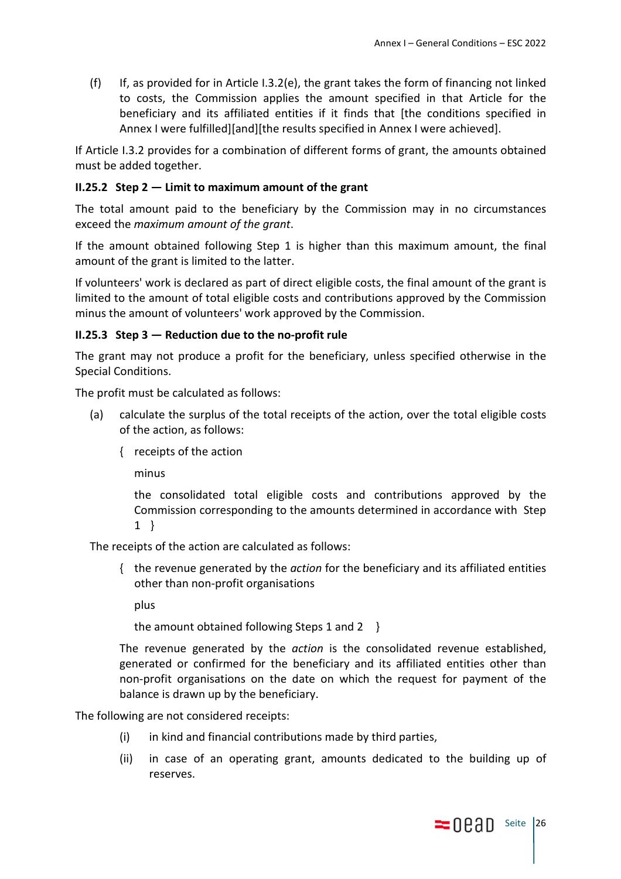(f) If, as provided for in Article I.3.2(e), the grant takes the form of financing not linked to costs, the Commission applies the amount specified in that Article for the beneficiary and its affiliated entities if it finds that [the conditions specified in Annex I were fulfilled][and][the results specified in Annex I were achieved].

If Article I.3.2 provides for a combination of different forms of grant, the amounts obtained must be added together.

### II.25.2 Step 2 — Limit to maximum amount of the grant

The total amount paid to the beneficiary by the Commission may in no circumstances exceed the *maximum amount of the grant*.

If the amount obtained following Step 1 is higher than this maximum amount, the final amount of the grant is limited to the latter.

If volunteers' work is declared as part of direct eligible costs, the final amount of the grant is limited to the amount of total eligible costs and contributions approved by the Commission minus the amount of volunteers' work approved by the Commission.

### II.25.3 Step 3 — Reduction due to the no-profit rule

The grant may not produce a profit for the beneficiary, unless specified otherwise in the Special Conditions.

The profit must be calculated as follows:

(a) calculate the surplus of the total receipts of the action, over the total eligible costs of the action, as follows:

{ receipts of the action

minus

the consolidated total eligible costs and contributions approved by the Commission corresponding to the amounts determined in accordance with Step 1 }

The receipts of the action are calculated as follows:

{ the revenue generated by the *action* for the beneficiary and its affiliated entities other than non-profit organisations

plus

the amount obtained following Steps 1 and 2 }

The revenue generated by the *action* is the consolidated revenue established, generated or confirmed for the beneficiary and its affiliated entities other than non-profit organisations on the date on which the request for payment of the balance is drawn up by the beneficiary.

The following are not considered receipts:

(i) in kind and financial contributions made by third parties,

(ii) in case of an operating grant, amounts dedicated to the building up of reserves.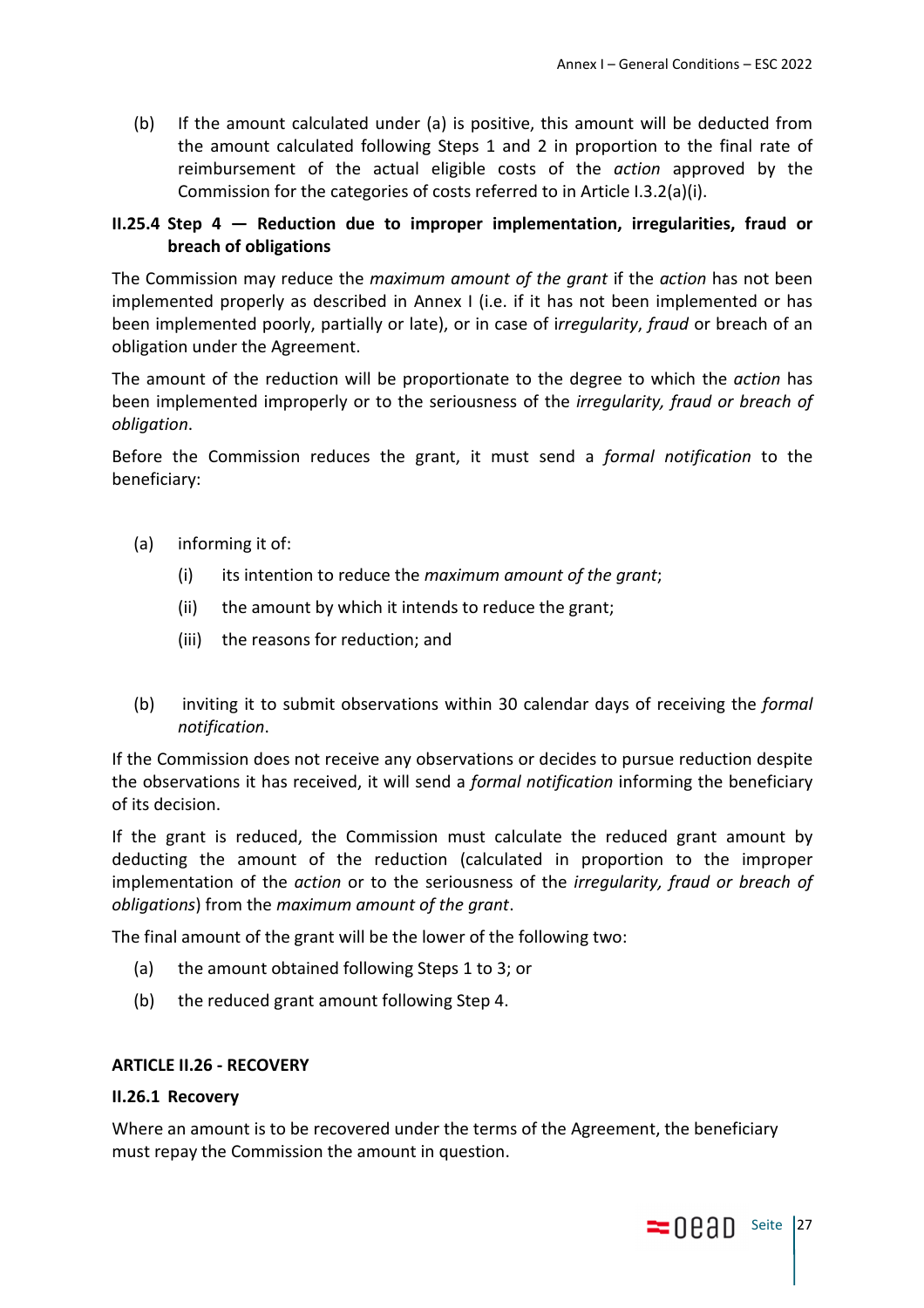(b) If the amount calculated under (a) is positive, this amount will be deducted from the amount calculated following Steps 1 and 2 in proportion to the final rate of reimbursement of the actual eligible costs of the *action* approved by the Commission for the categories of costs referred to in Article I.3.2(a)(i).

### II.25.4 Step 4 — Reduction due to improper implementation, irregularities, fraud or breach of obligations

The Commission may reduce the *maximum amount of the grant* if the *action* has not been implemented properly as described in Annex I (i.e. if it has not been implemented or has been implemented poorly, partially or late), or in case of i*rregularity*, *fraud* or breach of an obligation under the Agreement.

The amount of the reduction will be proportionate to the degree to which the *action* has been implemented improperly or to the seriousness of the *irregularity, fraud or breach of obligation*.

Before the Commission reduces the grant, it must send a *formal notification* to the beneficiary:

(a) informing it of:

  (i) its intention to reduce the *maximum amount of the grant*;

  (ii) the amount by which it intends to reduce the grant;

  (iii) the reasons for reduction; and

(b) inviting it to submit observations within 30 calendar days of receiving the *formal notification*.

If the Commission does not receive any observations or decides to pursue reduction despite the observations it has received, it will send a *formal notification* informing the beneficiary of its decision.

If the grant is reduced, the Commission must calculate the reduced grant amount by deducting the amount of the reduction (calculated in proportion to the improper implementation of the *action* or to the seriousness of the *irregularity, fraud or breach of obligations*) from the *maximum amount of the grant*.

The final amount of the grant will be the lower of the following two:

(a) the amount obtained following Steps 1 to 3; or

(b) the reduced grant amount following Step 4.

## ARTICLE II.26 - RECOVERY

### II.26.1 Recovery

Where an amount is to be recovered under the terms of the Agreement, the beneficiary must repay the Commission the amount in question.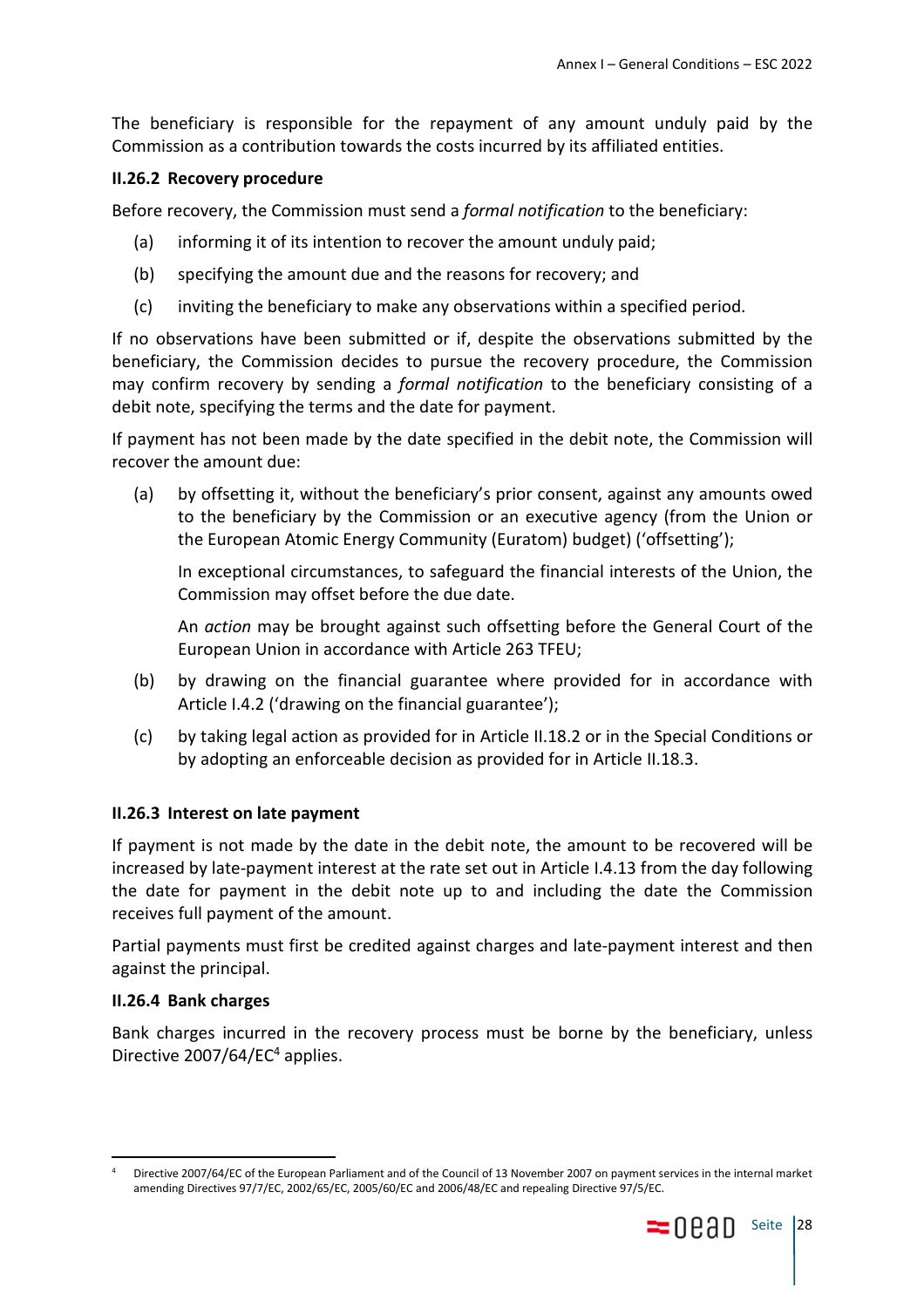The beneficiary is responsible for the repayment of any amount unduly paid by the Commission as a contribution towards the costs incurred by its affiliated entities.

### II.26.2 Recovery procedure

Before recovery, the Commission must send a *formal notification* to the beneficiary:

(a) informing it of its intention to recover the amount unduly paid;

(b) specifying the amount due and the reasons for recovery; and

(c) inviting the beneficiary to make any observations within a specified period.

If no observations have been submitted or if, despite the observations submitted by the beneficiary, the Commission decides to pursue the recovery procedure, the Commission may confirm recovery by sending a *formal notification* to the beneficiary consisting of a debit note, specifying the terms and the date for payment.

If payment has not been made by the date specified in the debit note, the Commission will recover the amount due:

(a) by offsetting it, without the beneficiary's prior consent, against any amounts owed to the beneficiary by the Commission or an executive agency (from the Union or the European Atomic Energy Community (Euratom) budget) ('offsetting');

In exceptional circumstances, to safeguard the financial interests of the Union, the Commission may offset before the due date.

An *action* may be brought against such offsetting before the General Court of the European Union in accordance with Article 263 TFEU;

(b) by drawing on the financial guarantee where provided for in accordance with Article I.4.2 ('drawing on the financial guarantee');

(c) by taking legal action as provided for in Article II.18.2 or in the Special Conditions or by adopting an enforceable decision as provided for in Article II.18.3.

### II.26.3 Interest on late payment

If payment is not made by the date in the debit note, the amount to be recovered will be increased by late-payment interest at the rate set out in Article I.4.13 from the day following the date for payment in the debit note up to and including the date the Commission receives full payment of the amount.

Partial payments must first be credited against charges and late-payment interest and then against the principal.

### II.26.4 Bank charges

Bank charges incurred in the recovery process must be borne by the beneficiary, unless Directive 2007/64/EC[4] applies.

[4] Directive 2007/64/EC of the European Parliament and of the Council of 13 November 2007 on payment services in the internal market amending Directives 97/7/EC, 2002/65/EC, 2005/60/EC and 2006/48/EC and repealing Directive 97/5/EC.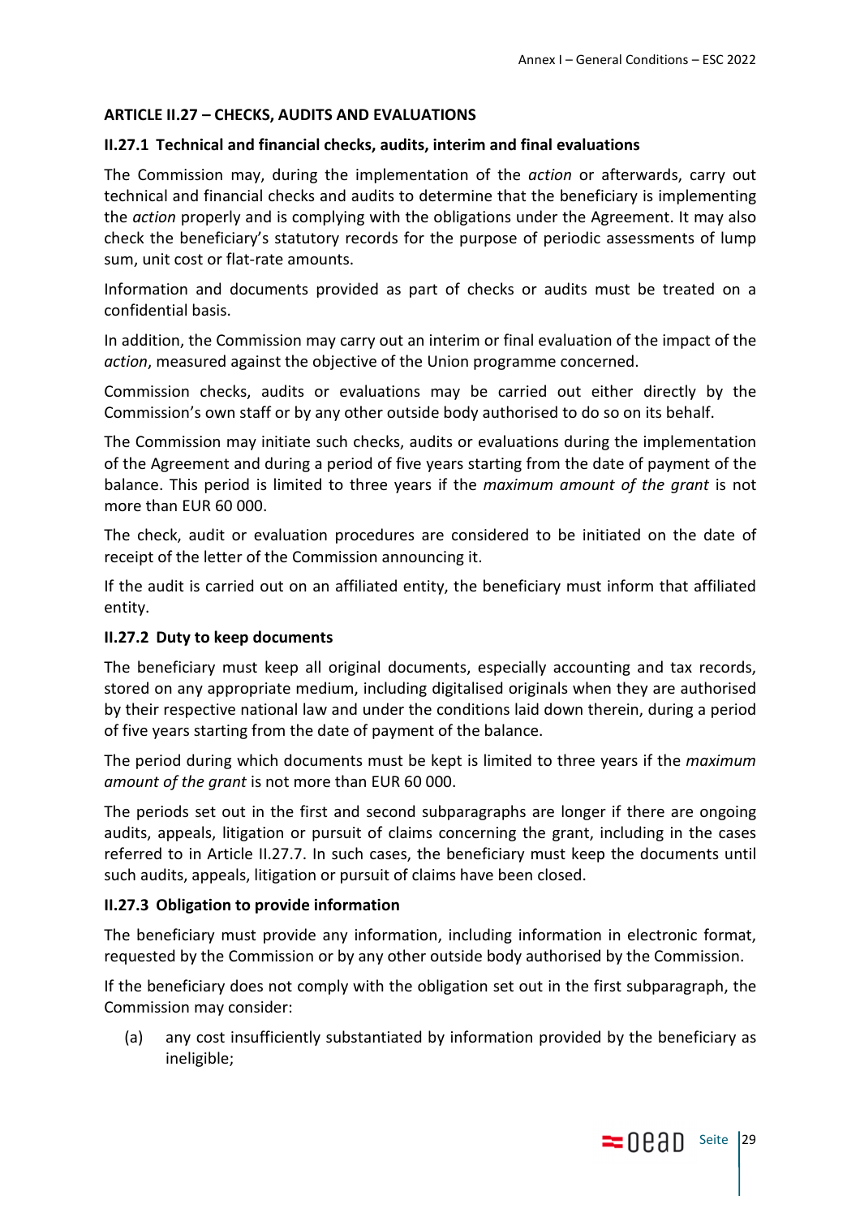## ARTICLE II.27 – CHECKS, AUDITS AND EVALUATIONS

### II.27.1 Technical and financial checks, audits, interim and final evaluations

The Commission may, during the implementation of the *action* or afterwards, carry out technical and financial checks and audits to determine that the beneficiary is implementing the *action* properly and is complying with the obligations under the Agreement. It may also check the beneficiary's statutory records for the purpose of periodic assessments of lump sum, unit cost or flat-rate amounts.

Information and documents provided as part of checks or audits must be treated on a confidential basis.

In addition, the Commission may carry out an interim or final evaluation of the impact of the *action*, measured against the objective of the Union programme concerned.

Commission checks, audits or evaluations may be carried out either directly by the Commission's own staff or by any other outside body authorised to do so on its behalf.

The Commission may initiate such checks, audits or evaluations during the implementation of the Agreement and during a period of five years starting from the date of payment of the balance. This period is limited to three years if the *maximum amount of the grant* is not more than EUR 60 000.

The check, audit or evaluation procedures are considered to be initiated on the date of receipt of the letter of the Commission announcing it.

If the audit is carried out on an affiliated entity, the beneficiary must inform that affiliated entity.

### II.27.2 Duty to keep documents

The beneficiary must keep all original documents, especially accounting and tax records, stored on any appropriate medium, including digitalised originals when they are authorised by their respective national law and under the conditions laid down therein, during a period of five years starting from the date of payment of the balance.

The period during which documents must be kept is limited to three years if the *maximum amount of the grant* is not more than EUR 60 000.

The periods set out in the first and second subparagraphs are longer if there are ongoing audits, appeals, litigation or pursuit of claims concerning the grant, including in the cases referred to in Article II.27.7. In such cases, the beneficiary must keep the documents until such audits, appeals, litigation or pursuit of claims have been closed.

### II.27.3 Obligation to provide information

The beneficiary must provide any information, including information in electronic format, requested by the Commission or by any other outside body authorised by the Commission.

If the beneficiary does not comply with the obligation set out in the first subparagraph, the Commission may consider:

(a) any cost insufficiently substantiated by information provided by the beneficiary as ineligible;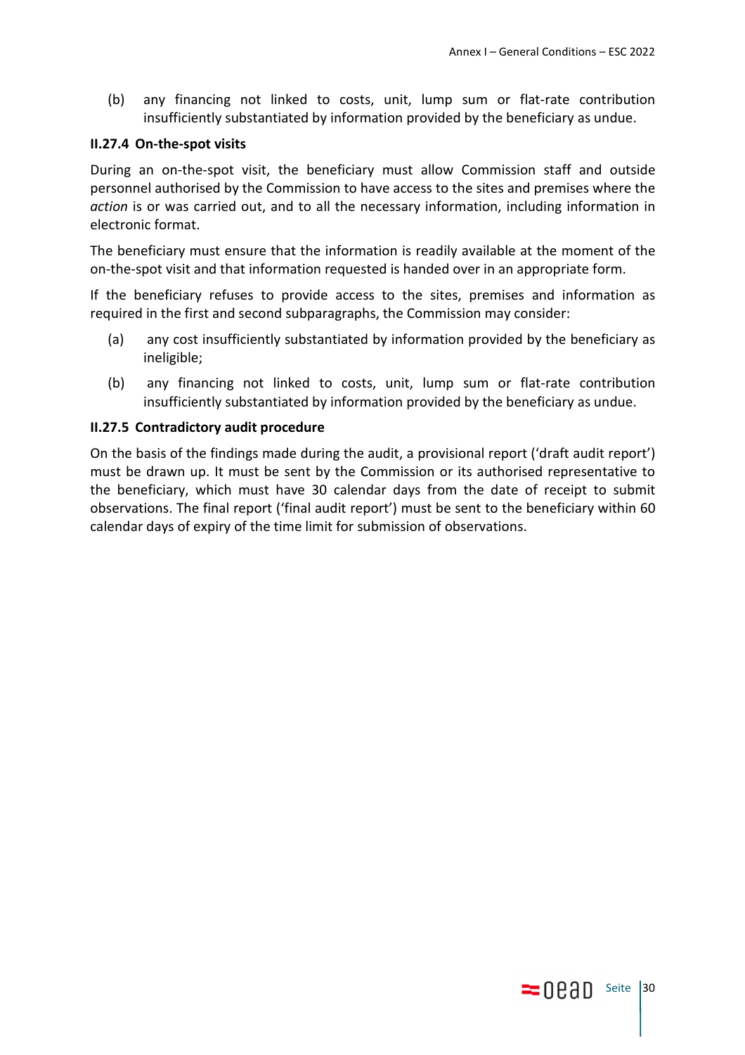(b) any financing not linked to costs, unit, lump sum or flat-rate contribution insufficiently substantiated by information provided by the beneficiary as undue.

**II.27.4 On-the-spot visits**

During an on-the-spot visit, the beneficiary must allow Commission staff and outside personnel authorised by the Commission to have access to the sites and premises where the *action* is or was carried out, and to all the necessary information, including information in electronic format.

The beneficiary must ensure that the information is readily available at the moment of the on-the-spot visit and that information requested is handed over in an appropriate form.

If the beneficiary refuses to provide access to the sites, premises and information as required in the first and second subparagraphs, the Commission may consider:

(a) any cost insufficiently substantiated by information provided by the beneficiary as ineligible;

(b) any financing not linked to costs, unit, lump sum or flat-rate contribution insufficiently substantiated by information provided by the beneficiary as undue.

**II.27.5 Contradictory audit procedure**

On the basis of the findings made during the audit, a provisional report ('draft audit report') must be drawn up. It must be sent by the Commission or its authorised representative to the beneficiary, which must have 30 calendar days from the date of receipt to submit observations. The final report ('final audit report') must be sent to the beneficiary within 60 calendar days of expiry of the time limit for submission of observations.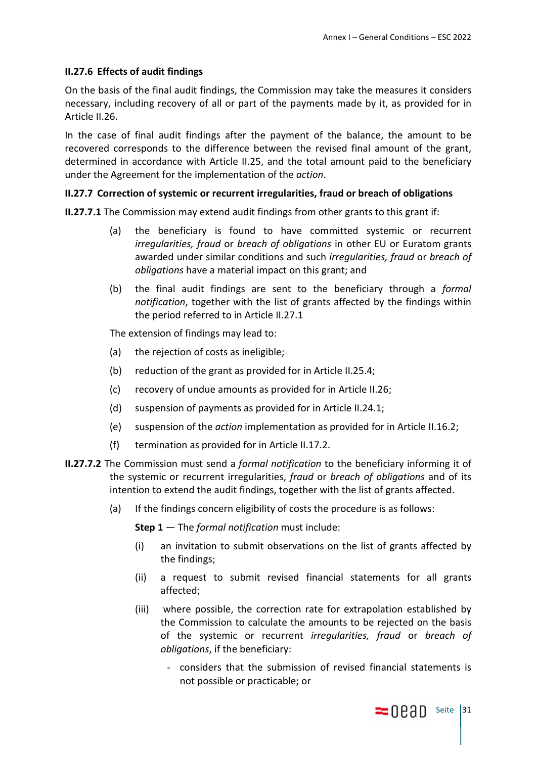### II.27.6 Effects of audit findings

On the basis of the final audit findings, the Commission may take the measures it considers necessary, including recovery of all or part of the payments made by it, as provided for in Article II.26.

In the case of final audit findings after the payment of the balance, the amount to be recovered corresponds to the difference between the revised final amount of the grant, determined in accordance with Article II.25, and the total amount paid to the beneficiary under the Agreement for the implementation of the *action*.

### II.27.7 Correction of systemic or recurrent irregularities, fraud or breach of obligations

**II.27.7.1** The Commission may extend audit findings from other grants to this grant if:

(a) the beneficiary is found to have committed systemic or recurrent *irregularities, fraud* or *breach of obligations* in other EU or Euratom grants awarded under similar conditions and such *irregularities, fraud* or *breach of obligations* have a material impact on this grant; and

(b) the final audit findings are sent to the beneficiary through a *formal notification*, together with the list of grants affected by the findings within the period referred to in Article II.27.1

The extension of findings may lead to:

(a) the rejection of costs as ineligible;

(b) reduction of the grant as provided for in Article II.25.4;

(c) recovery of undue amounts as provided for in Article II.26;

(d) suspension of payments as provided for in Article II.24.1;

(e) suspension of the *action* implementation as provided for in Article II.16.2;

(f) termination as provided for in Article II.17.2.

**II.27.7.2** The Commission must send a *formal notification* to the beneficiary informing it of the systemic or recurrent irregularities, *fraud* or *breach of obligations* and of its intention to extend the audit findings, together with the list of grants affected.

(a) If the findings concern eligibility of costs the procedure is as follows:

**Step 1** — The *formal notification* must include:

(i) an invitation to submit observations on the list of grants affected by the findings;

(ii) a request to submit revised financial statements for all grants affected;

(iii) where possible, the correction rate for extrapolation established by the Commission to calculate the amounts to be rejected on the basis of the systemic or recurrent *irregularities, fraud* or *breach of obligations*, if the beneficiary:

- considers that the submission of revised financial statements is not possible or practicable; or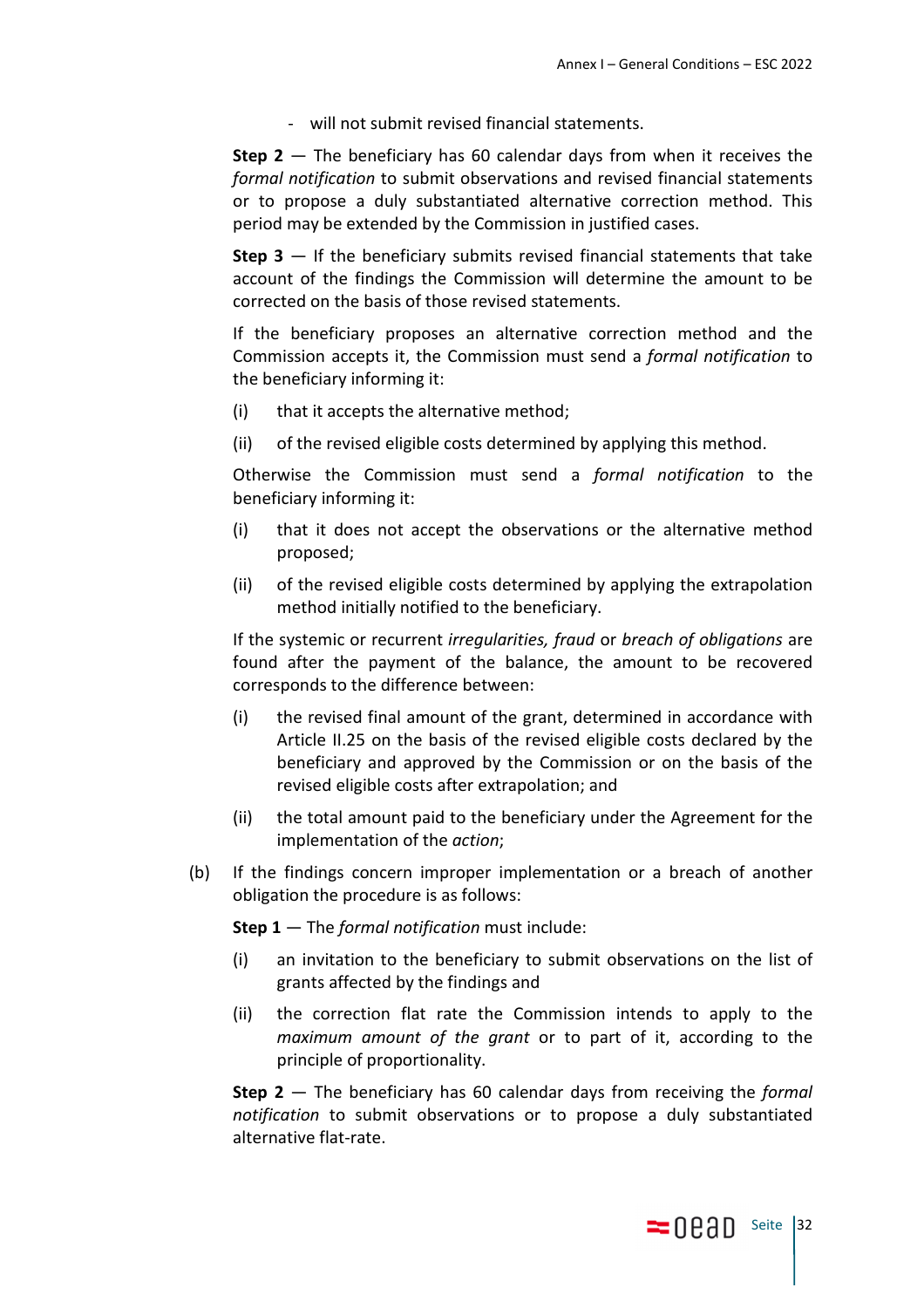- will not submit revised financial statements.

**Step 2** — The beneficiary has 60 calendar days from when it receives the *formal notification* to submit observations and revised financial statements or to propose a duly substantiated alternative correction method. This period may be extended by the Commission in justified cases.

**Step 3** — If the beneficiary submits revised financial statements that take account of the findings the Commission will determine the amount to be corrected on the basis of those revised statements.

If the beneficiary proposes an alternative correction method and the Commission accepts it, the Commission must send a *formal notification* to the beneficiary informing it:

(i) that it accepts the alternative method;

(ii) of the revised eligible costs determined by applying this method.

Otherwise the Commission must send a *formal notification* to the beneficiary informing it:

(i) that it does not accept the observations or the alternative method proposed;

(ii) of the revised eligible costs determined by applying the extrapolation method initially notified to the beneficiary.

If the systemic or recurrent *irregularities, fraud* or *breach of obligations* are found after the payment of the balance, the amount to be recovered corresponds to the difference between:

(i) the revised final amount of the grant, determined in accordance with Article II.25 on the basis of the revised eligible costs declared by the beneficiary and approved by the Commission or on the basis of the revised eligible costs after extrapolation; and

(ii) the total amount paid to the beneficiary under the Agreement for the implementation of the *action*;

(b) If the findings concern improper implementation or a breach of another obligation the procedure is as follows:

**Step 1** — The *formal notification* must include:

(i) an invitation to the beneficiary to submit observations on the list of grants affected by the findings and

(ii) the correction flat rate the Commission intends to apply to the *maximum amount of the grant* or to part of it, according to the principle of proportionality.

**Step 2** — The beneficiary has 60 calendar days from receiving the *formal notification* to submit observations or to propose a duly substantiated alternative flat-rate.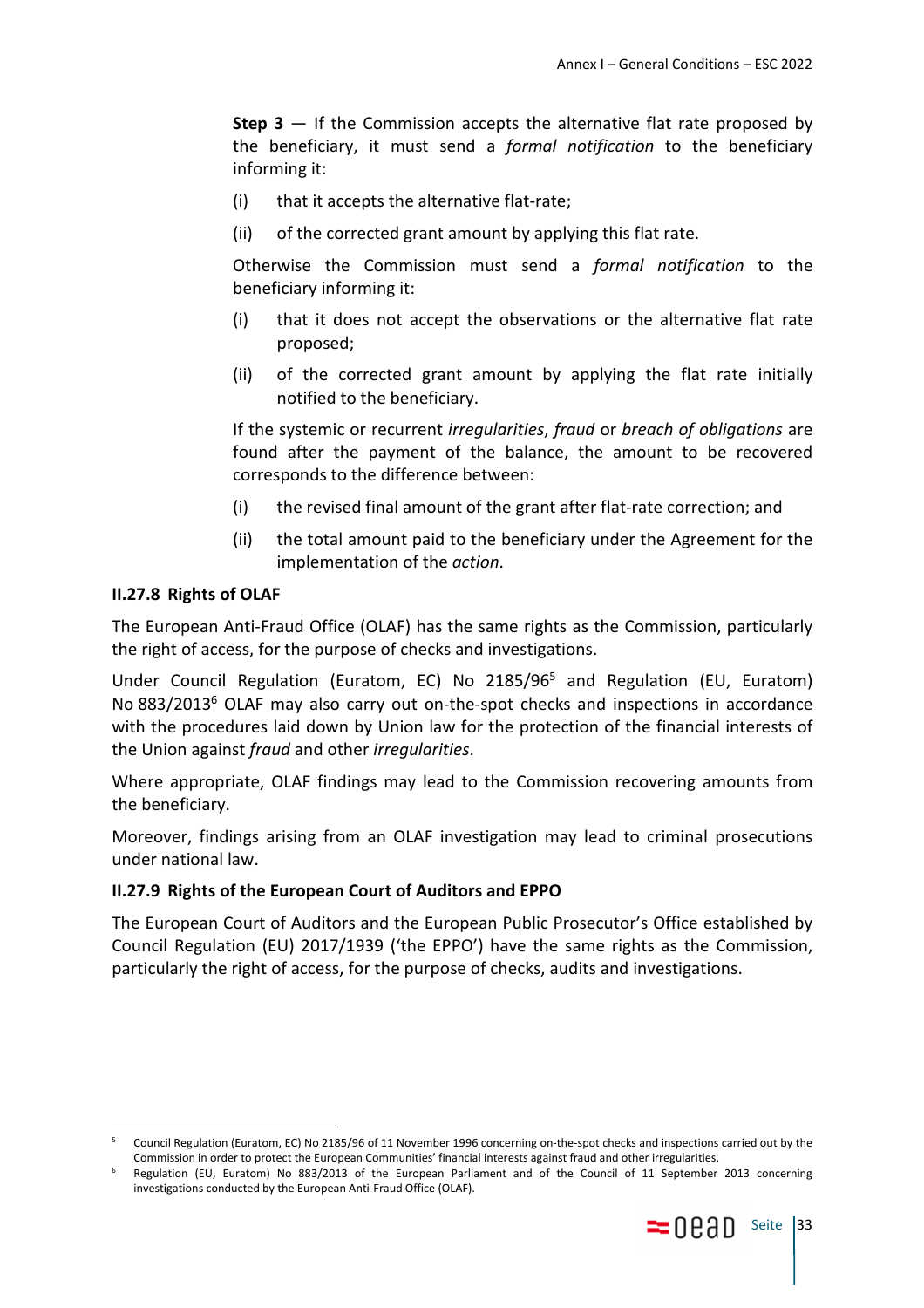**Step 3** — If the Commission accepts the alternative flat rate proposed by the beneficiary, it must send a *formal notification* to the beneficiary informing it:

(i) that it accepts the alternative flat-rate;

(ii) of the corrected grant amount by applying this flat rate.

Otherwise the Commission must send a *formal notification* to the beneficiary informing it:

(i) that it does not accept the observations or the alternative flat rate proposed;

(ii) of the corrected grant amount by applying the flat rate initially notified to the beneficiary.

If the systemic or recurrent *irregularities*, *fraud* or *breach of obligations* are found after the payment of the balance, the amount to be recovered corresponds to the difference between:

(i) the revised final amount of the grant after flat-rate correction; and

(ii) the total amount paid to the beneficiary under the Agreement for the implementation of the *action*.

### II.27.8 Rights of OLAF

The European Anti-Fraud Office (OLAF) has the same rights as the Commission, particularly the right of access, for the purpose of checks and investigations.

Under Council Regulation (Euratom, EC) No 2185/96[5] and Regulation (EU, Euratom) No 883/2013[6] OLAF may also carry out on-the-spot checks and inspections in accordance with the procedures laid down by Union law for the protection of the financial interests of the Union against *fraud* and other *irregularities*.

Where appropriate, OLAF findings may lead to the Commission recovering amounts from the beneficiary.

Moreover, findings arising from an OLAF investigation may lead to criminal prosecutions under national law.

### II.27.9 Rights of the European Court of Auditors and EPPO

The European Court of Auditors and the European Public Prosecutor's Office established by Council Regulation (EU) 2017/1939 ('the EPPO') have the same rights as the Commission, particularly the right of access, for the purpose of checks, audits and investigations.

---

[5] Council Regulation (Euratom, EC) No 2185/96 of 11 November 1996 concerning on-the-spot checks and inspections carried out by the Commission in order to protect the European Communities' financial interests against fraud and other irregularities.

[6] Regulation (EU, Euratom) No 883/2013 of the European Parliament and of the Council of 11 September 2013 concerning investigations conducted by the European Anti-Fraud Office (OLAF).